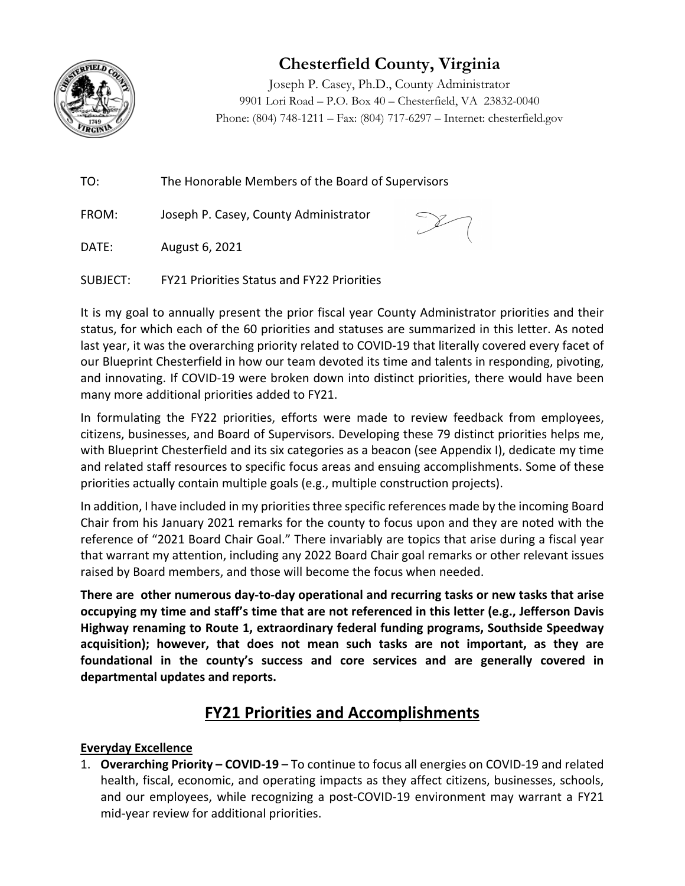# Chesterfield County, Virginia

Joseph P. Casey, Ph.D., County Administrator
9901 Lori Road – P.O. Box 40 – Chesterfield, VA 23832-0040
Phone: (804) 748-1211 – Fax: (804) 717-6297 – Internet: chesterfield.gov

TO: The Honorable Members of the Board of Supervisors

FROM: Joseph P. Casey, County Administrator

DATE: August 6, 2021

SUBJECT: FY21 Priorities Status and FY22 Priorities

It is my goal to annually present the prior fiscal year County Administrator priorities and their status, for which each of the 60 priorities and statuses are summarized in this letter. As noted last year, it was the overarching priority related to COVID-19 that literally covered every facet of our Blueprint Chesterfield in how our team devoted its time and talents in responding, pivoting, and innovating. If COVID-19 were broken down into distinct priorities, there would have been many more additional priorities added to FY21.

In formulating the FY22 priorities, efforts were made to review feedback from employees, citizens, businesses, and Board of Supervisors. Developing these 79 distinct priorities helps me, with Blueprint Chesterfield and its six categories as a beacon (see Appendix I), dedicate my time and related staff resources to specific focus areas and ensuing accomplishments. Some of these priorities actually contain multiple goals (e.g., multiple construction projects).

In addition, I have included in my priorities three specific references made by the incoming Board Chair from his January 2021 remarks for the county to focus upon and they are noted with the reference of "2021 Board Chair Goal." There invariably are topics that arise during a fiscal year that warrant my attention, including any 2022 Board Chair goal remarks or other relevant issues raised by Board members, and those will become the focus when needed.

**There are other numerous day-to-day operational and recurring tasks or new tasks that arise occupying my time and staff's time that are not referenced in this letter (e.g., Jefferson Davis Highway renaming to Route 1, extraordinary federal funding programs, Southside Speedway acquisition); however, that does not mean such tasks are not important, as they are foundational in the county's success and core services and are generally covered in departmental updates and reports.**

## FY21 Priorities and Accomplishments

### Everyday Excellence

1. **Overarching Priority – COVID-19** – To continue to focus all energies on COVID-19 and related health, fiscal, economic, and operating impacts as they affect citizens, businesses, schools, and our employees, while recognizing a post-COVID-19 environment may warrant a FY21 mid-year review for additional priorities.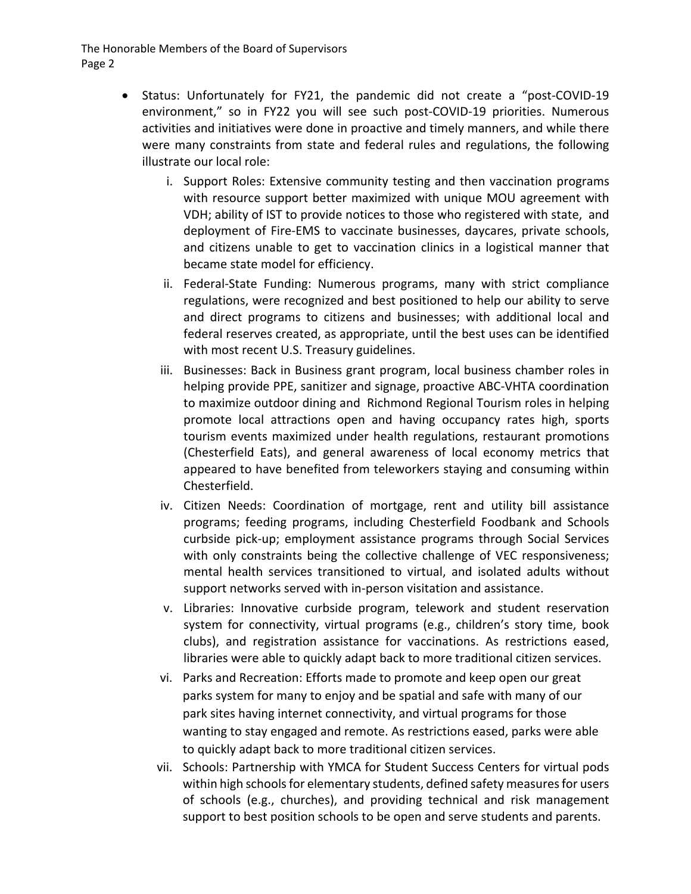- Status: Unfortunately for FY21, the pandemic did not create a "post-COVID-19 environment," so in FY22 you will see such post-COVID-19 priorities. Numerous activities and initiatives were done in proactive and timely manners, and while there were many constraints from state and federal rules and regulations, the following illustrate our local role:

    i. Support Roles: Extensive community testing and then vaccination programs with resource support better maximized with unique MOU agreement with VDH; ability of IST to provide notices to those who registered with state, and deployment of Fire-EMS to vaccinate businesses, daycares, private schools, and citizens unable to get to vaccination clinics in a logistical manner that became state model for efficiency.

    ii. Federal-State Funding: Numerous programs, many with strict compliance regulations, were recognized and best positioned to help our ability to serve and direct programs to citizens and businesses; with additional local and federal reserves created, as appropriate, until the best uses can be identified with most recent U.S. Treasury guidelines.

    iii. Businesses: Back in Business grant program, local business chamber roles in helping provide PPE, sanitizer and signage, proactive ABC-VHTA coordination to maximize outdoor dining and Richmond Regional Tourism roles in helping promote local attractions open and having occupancy rates high, sports tourism events maximized under health regulations, restaurant promotions (Chesterfield Eats), and general awareness of local economy metrics that appeared to have benefited from teleworkers staying and consuming within Chesterfield.

    iv. Citizen Needs: Coordination of mortgage, rent and utility bill assistance programs; feeding programs, including Chesterfield Foodbank and Schools curbside pick-up; employment assistance programs through Social Services with only constraints being the collective challenge of VEC responsiveness; mental health services transitioned to virtual, and isolated adults without support networks served with in-person visitation and assistance.

    v. Libraries: Innovative curbside program, telework and student reservation system for connectivity, virtual programs (e.g., children's story time, book clubs), and registration assistance for vaccinations. As restrictions eased, libraries were able to quickly adapt back to more traditional citizen services.

    vi. Parks and Recreation: Efforts made to promote and keep open our great parks system for many to enjoy and be spatial and safe with many of our park sites having internet connectivity, and virtual programs for those wanting to stay engaged and remote. As restrictions eased, parks were able to quickly adapt back to more traditional citizen services.

    vii. Schools: Partnership with YMCA for Student Success Centers for virtual pods within high schools for elementary students, defined safety measures for users of schools (e.g., churches), and providing technical and risk management support to best position schools to be open and serve students and parents.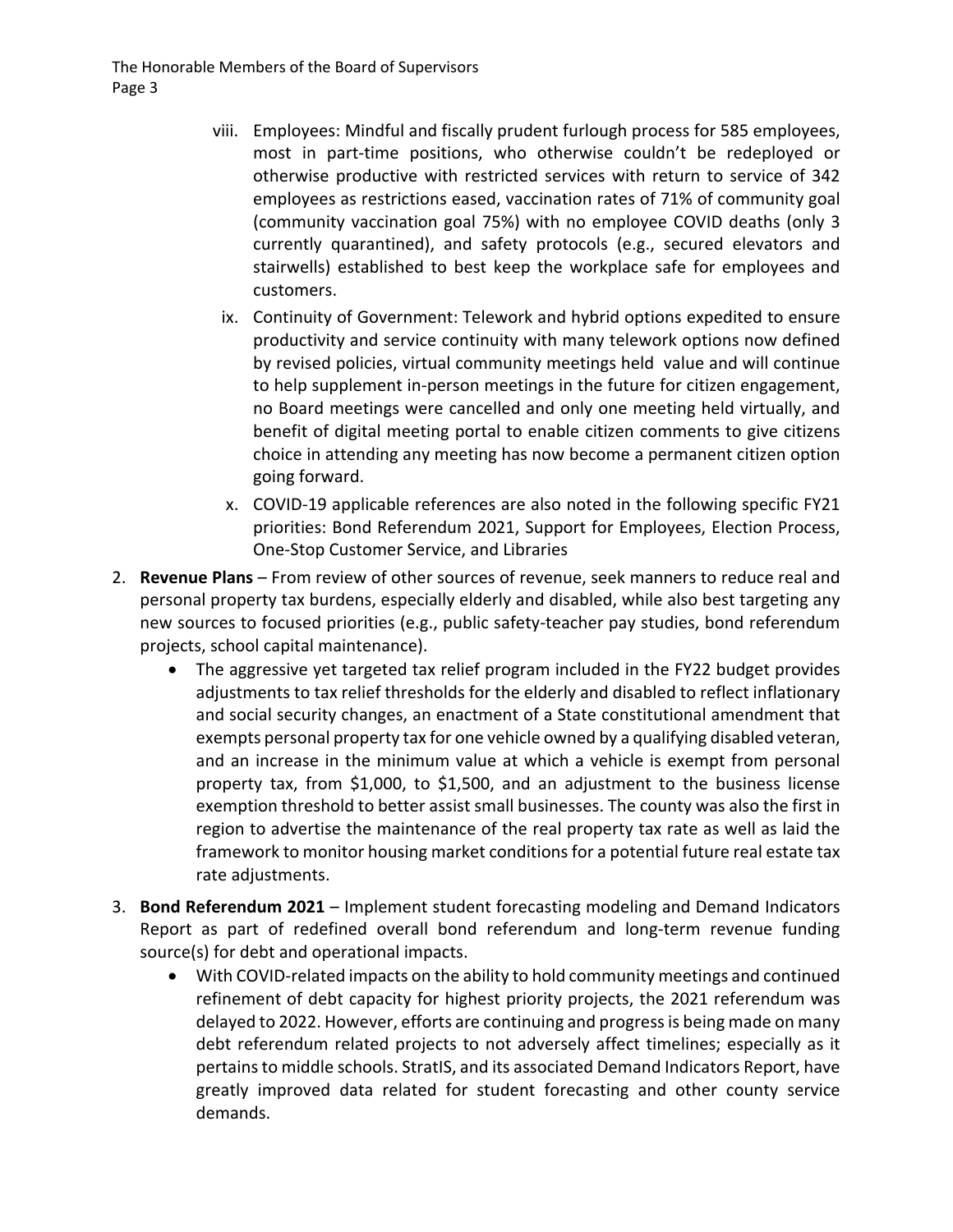viii. Employees: Mindful and fiscally prudent furlough process for 585 employees, most in part-time positions, who otherwise couldn't be redeployed or otherwise productive with restricted services with return to service of 342 employees as restrictions eased, vaccination rates of 71% of community goal (community vaccination goal 75%) with no employee COVID deaths (only 3 currently quarantined), and safety protocols (e.g., secured elevators and stairwells) established to best keep the workplace safe for employees and customers.

   ix. Continuity of Government: Telework and hybrid options expedited to ensure productivity and service continuity with many telework options now defined by revised policies, virtual community meetings held value and will continue to help supplement in-person meetings in the future for citizen engagement, no Board meetings were cancelled and only one meeting held virtually, and benefit of digital meeting portal to enable citizen comments to give citizens choice in attending any meeting has now become a permanent citizen option going forward.

   x. COVID-19 applicable references are also noted in the following specific FY21 priorities: Bond Referendum 2021, Support for Employees, Election Process, One-Stop Customer Service, and Libraries

2. **Revenue Plans** – From review of other sources of revenue, seek manners to reduce real and personal property tax burdens, especially elderly and disabled, while also best targeting any new sources to focused priorities (e.g., public safety-teacher pay studies, bond referendum projects, school capital maintenance).
   - The aggressive yet targeted tax relief program included in the FY22 budget provides adjustments to tax relief thresholds for the elderly and disabled to reflect inflationary and social security changes, an enactment of a State constitutional amendment that exempts personal property tax for one vehicle owned by a qualifying disabled veteran, and an increase in the minimum value at which a vehicle is exempt from personal property tax, from $1,000, to $1,500, and an adjustment to the business license exemption threshold to better assist small businesses. The county was also the first in region to advertise the maintenance of the real property tax rate as well as laid the framework to monitor housing market conditions for a potential future real estate tax rate adjustments.

3. **Bond Referendum 2021** – Implement student forecasting modeling and Demand Indicators Report as part of redefined overall bond referendum and long-term revenue funding source(s) for debt and operational impacts.
   - With COVID-related impacts on the ability to hold community meetings and continued refinement of debt capacity for highest priority projects, the 2021 referendum was delayed to 2022. However, efforts are continuing and progress is being made on many debt referendum related projects to not adversely affect timelines; especially as it pertains to middle schools. StratIS, and its associated Demand Indicators Report, have greatly improved data related for student forecasting and other county service demands.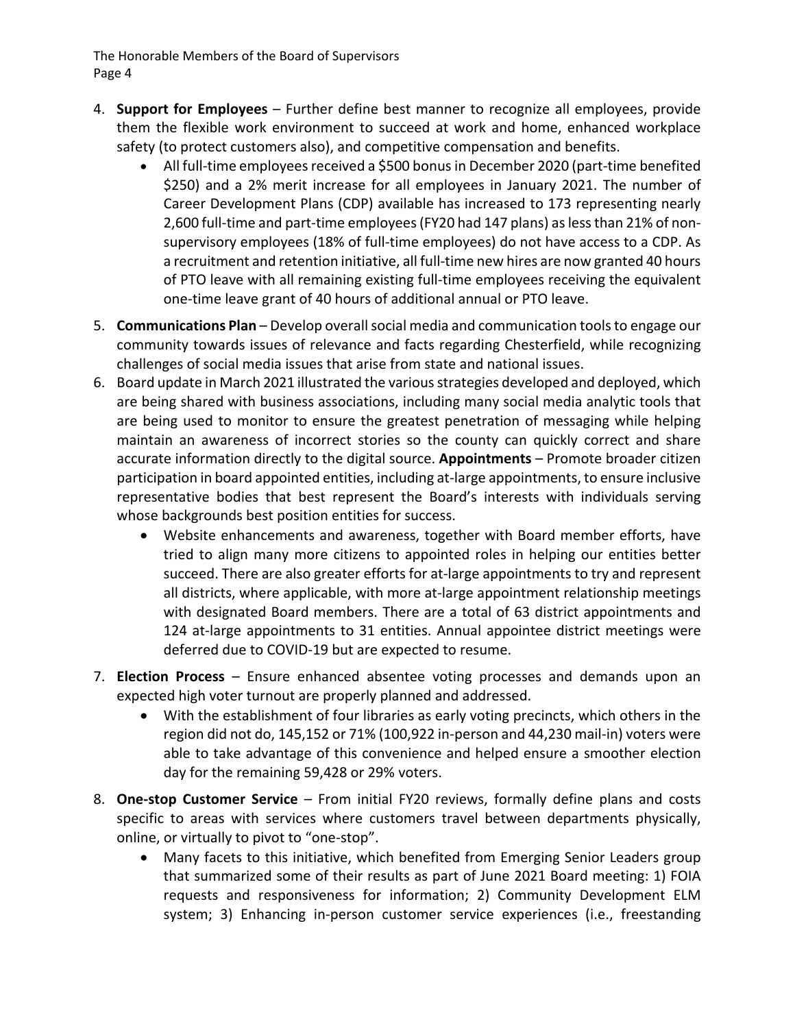4. **Support for Employees** – Further define best manner to recognize all employees, provide them the flexible work environment to succeed at work and home, enhanced workplace safety (to protect customers also), and competitive compensation and benefits.
   - All full-time employees received a $500 bonus in December 2020 (part-time benefited $250) and a 2% merit increase for all employees in January 2021. The number of Career Development Plans (CDP) available has increased to 173 representing nearly 2,600 full-time and part-time employees (FY20 had 147 plans) as less than 21% of non-supervisory employees (18% of full-time employees) do not have access to a CDP. As a recruitment and retention initiative, all full-time new hires are now granted 40 hours of PTO leave with all remaining existing full-time employees receiving the equivalent one-time leave grant of 40 hours of additional annual or PTO leave.
5. **Communications Plan** – Develop overall social media and communication tools to engage our community towards issues of relevance and facts regarding Chesterfield, while recognizing challenges of social media issues that arise from state and national issues.
6. Board update in March 2021 illustrated the various strategies developed and deployed, which are being shared with business associations, including many social media analytic tools that are being used to monitor to ensure the greatest penetration of messaging while helping maintain an awareness of incorrect stories so the county can quickly correct and share accurate information directly to the digital source. **Appointments** – Promote broader citizen participation in board appointed entities, including at-large appointments, to ensure inclusive representative bodies that best represent the Board's interests with individuals serving whose backgrounds best position entities for success.
   - Website enhancements and awareness, together with Board member efforts, have tried to align many more citizens to appointed roles in helping our entities better succeed. There are also greater efforts for at-large appointments to try and represent all districts, where applicable, with more at-large appointment relationship meetings with designated Board members. There are a total of 63 district appointments and 124 at-large appointments to 31 entities. Annual appointee district meetings were deferred due to COVID-19 but are expected to resume.
7. **Election Process** – Ensure enhanced absentee voting processes and demands upon an expected high voter turnout are properly planned and addressed.
   - With the establishment of four libraries as early voting precincts, which others in the region did not do, 145,152 or 71% (100,922 in-person and 44,230 mail-in) voters were able to take advantage of this convenience and helped ensure a smoother election day for the remaining 59,428 or 29% voters.
8. **One-stop Customer Service** – From initial FY20 reviews, formally define plans and costs specific to areas with services where customers travel between departments physically, online, or virtually to pivot to "one-stop".
   - Many facets to this initiative, which benefited from Emerging Senior Leaders group that summarized some of their results as part of June 2021 Board meeting: 1) FOIA requests and responsiveness for information; 2) Community Development ELM system; 3) Enhancing in-person customer service experiences (i.e., freestanding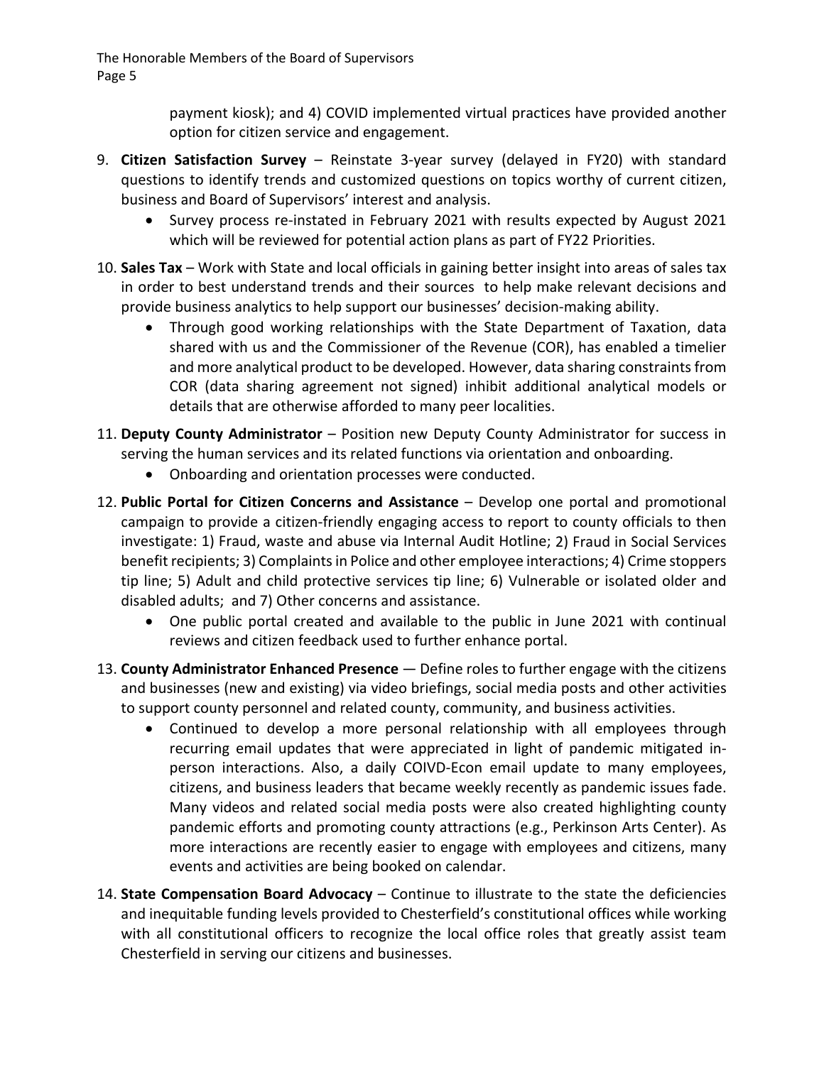payment kiosk); and 4) COVID implemented virtual practices have provided another option for citizen service and engagement.

9. **Citizen Satisfaction Survey** – Reinstate 3-year survey (delayed in FY20) with standard questions to identify trends and customized questions on topics worthy of current citizen, business and Board of Supervisors' interest and analysis.
   - Survey process re-instated in February 2021 with results expected by August 2021 which will be reviewed for potential action plans as part of FY22 Priorities.

10. **Sales Tax** – Work with State and local officials in gaining better insight into areas of sales tax in order to best understand trends and their sources to help make relevant decisions and provide business analytics to help support our businesses' decision-making ability.
    - Through good working relationships with the State Department of Taxation, data shared with us and the Commissioner of the Revenue (COR), has enabled a timelier and more analytical product to be developed. However, data sharing constraints from COR (data sharing agreement not signed) inhibit additional analytical models or details that are otherwise afforded to many peer localities.

11. **Deputy County Administrator** – Position new Deputy County Administrator for success in serving the human services and its related functions via orientation and onboarding.
    - Onboarding and orientation processes were conducted.

12. **Public Portal for Citizen Concerns and Assistance** – Develop one portal and promotional campaign to provide a citizen-friendly engaging access to report to county officials to then investigate: 1) Fraud, waste and abuse via Internal Audit Hotline; 2) Fraud in Social Services benefit recipients; 3) Complaints in Police and other employee interactions; 4) Crime stoppers tip line; 5) Adult and child protective services tip line; 6) Vulnerable or isolated older and disabled adults; and 7) Other concerns and assistance.
    - One public portal created and available to the public in June 2021 with continual reviews and citizen feedback used to further enhance portal.

13. **County Administrator Enhanced Presence** — Define roles to further engage with the citizens and businesses (new and existing) via video briefings, social media posts and other activities to support county personnel and related county, community, and business activities.
    - Continued to develop a more personal relationship with all employees through recurring email updates that were appreciated in light of pandemic mitigated in-person interactions. Also, a daily COIVD-Econ email update to many employees, citizens, and business leaders that became weekly recently as pandemic issues fade. Many videos and related social media posts were also created highlighting county pandemic efforts and promoting county attractions (e.g., Perkinson Arts Center). As more interactions are recently easier to engage with employees and citizens, many events and activities are being booked on calendar.

14. **State Compensation Board Advocacy** – Continue to illustrate to the state the deficiencies and inequitable funding levels provided to Chesterfield's constitutional offices while working with all constitutional officers to recognize the local office roles that greatly assist team Chesterfield in serving our citizens and businesses.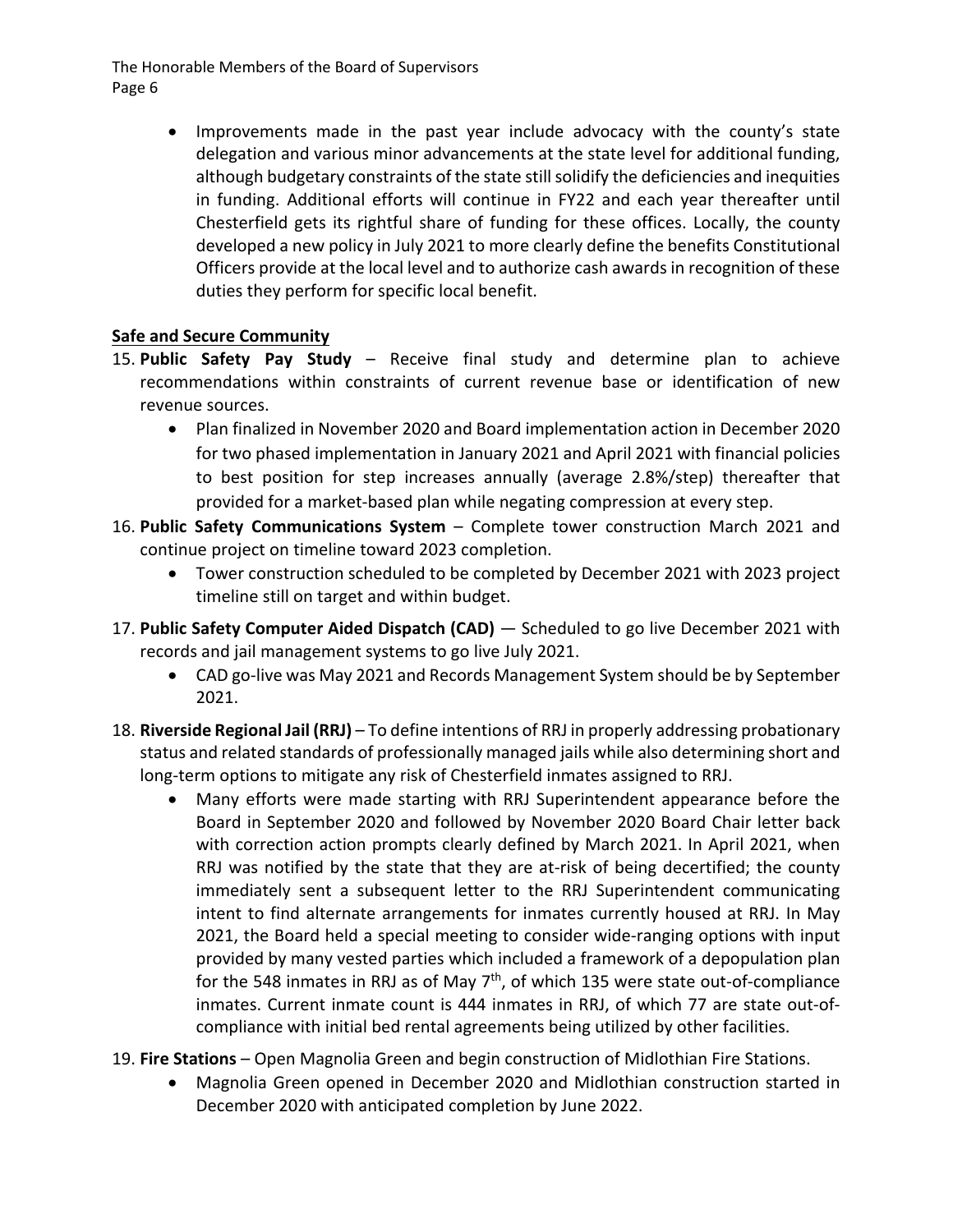- Improvements made in the past year include advocacy with the county's state delegation and various minor advancements at the state level for additional funding, although budgetary constraints of the state still solidify the deficiencies and inequities in funding. Additional efforts will continue in FY22 and each year thereafter until Chesterfield gets its rightful share of funding for these offices. Locally, the county developed a new policy in July 2021 to more clearly define the benefits Constitutional Officers provide at the local level and to authorize cash awards in recognition of these duties they perform for specific local benefit.

**Safe and Secure Community**

15. **Public Safety Pay Study** – Receive final study and determine plan to achieve recommendations within constraints of current revenue base or identification of new revenue sources.
    - Plan finalized in November 2020 and Board implementation action in December 2020 for two phased implementation in January 2021 and April 2021 with financial policies to best position for step increases annually (average 2.8%/step) thereafter that provided for a market-based plan while negating compression at every step.
16. **Public Safety Communications System** – Complete tower construction March 2021 and continue project on timeline toward 2023 completion.
    - Tower construction scheduled to be completed by December 2021 with 2023 project timeline still on target and within budget.
17. **Public Safety Computer Aided Dispatch (CAD)** — Scheduled to go live December 2021 with records and jail management systems to go live July 2021.
    - CAD go-live was May 2021 and Records Management System should be by September 2021.
18. **Riverside Regional Jail (RRJ)** – To define intentions of RRJ in properly addressing probationary status and related standards of professionally managed jails while also determining short and long-term options to mitigate any risk of Chesterfield inmates assigned to RRJ.
    - Many efforts were made starting with RRJ Superintendent appearance before the Board in September 2020 and followed by November 2020 Board Chair letter back with correction action prompts clearly defined by March 2021. In April 2021, when RRJ was notified by the state that they are at-risk of being decertified; the county immediately sent a subsequent letter to the RRJ Superintendent communicating intent to find alternate arrangements for inmates currently housed at RRJ. In May 2021, the Board held a special meeting to consider wide-ranging options with input provided by many vested parties which included a framework of a depopulation plan for the 548 inmates in RRJ as of May 7th, of which 135 were state out-of-compliance inmates. Current inmate count is 444 inmates in RRJ, of which 77 are state out-of-compliance with initial bed rental agreements being utilized by other facilities.
19. **Fire Stations** – Open Magnolia Green and begin construction of Midlothian Fire Stations.
    - Magnolia Green opened in December 2020 and Midlothian construction started in December 2020 with anticipated completion by June 2022.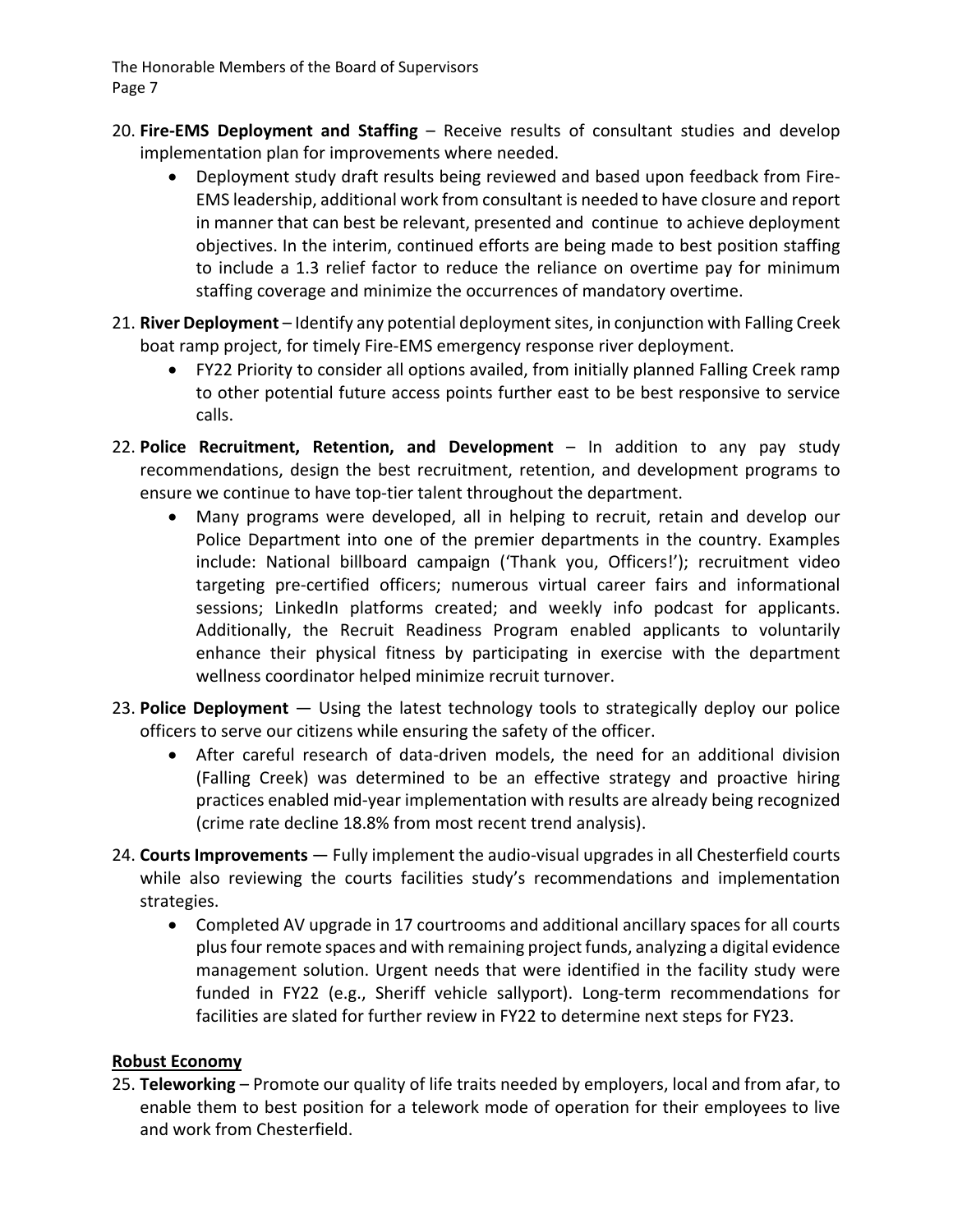20. **Fire-EMS Deployment and Staffing** – Receive results of consultant studies and develop implementation plan for improvements where needed.
    - Deployment study draft results being reviewed and based upon feedback from Fire-EMS leadership, additional work from consultant is needed to have closure and report in manner that can best be relevant, presented and continue to achieve deployment objectives. In the interim, continued efforts are being made to best position staffing to include a 1.3 relief factor to reduce the reliance on overtime pay for minimum staffing coverage and minimize the occurrences of mandatory overtime.

21. **River Deployment** – Identify any potential deployment sites, in conjunction with Falling Creek boat ramp project, for timely Fire-EMS emergency response river deployment.
    - FY22 Priority to consider all options availed, from initially planned Falling Creek ramp to other potential future access points further east to be best responsive to service calls.

22. **Police Recruitment, Retention, and Development** – In addition to any pay study recommendations, design the best recruitment, retention, and development programs to ensure we continue to have top-tier talent throughout the department.
    - Many programs were developed, all in helping to recruit, retain and develop our Police Department into one of the premier departments in the country. Examples include: National billboard campaign ('Thank you, Officers!'); recruitment video targeting pre-certified officers; numerous virtual career fairs and informational sessions; LinkedIn platforms created; and weekly info podcast for applicants. Additionally, the Recruit Readiness Program enabled applicants to voluntarily enhance their physical fitness by participating in exercise with the department wellness coordinator helped minimize recruit turnover.

23. **Police Deployment** — Using the latest technology tools to strategically deploy our police officers to serve our citizens while ensuring the safety of the officer.
    - After careful research of data-driven models, the need for an additional division (Falling Creek) was determined to be an effective strategy and proactive hiring practices enabled mid-year implementation with results are already being recognized (crime rate decline 18.8% from most recent trend analysis).

24. **Courts Improvements** — Fully implement the audio-visual upgrades in all Chesterfield courts while also reviewing the courts facilities study's recommendations and implementation strategies.
    - Completed AV upgrade in 17 courtrooms and additional ancillary spaces for all courts plus four remote spaces and with remaining project funds, analyzing a digital evidence management solution. Urgent needs that were identified in the facility study were funded in FY22 (e.g., Sheriff vehicle sallyport). Long-term recommendations for facilities are slated for further review in FY22 to determine next steps for FY23.

**Robust Economy**

25. **Teleworking** – Promote our quality of life traits needed by employers, local and from afar, to enable them to best position for a telework mode of operation for their employees to live and work from Chesterfield.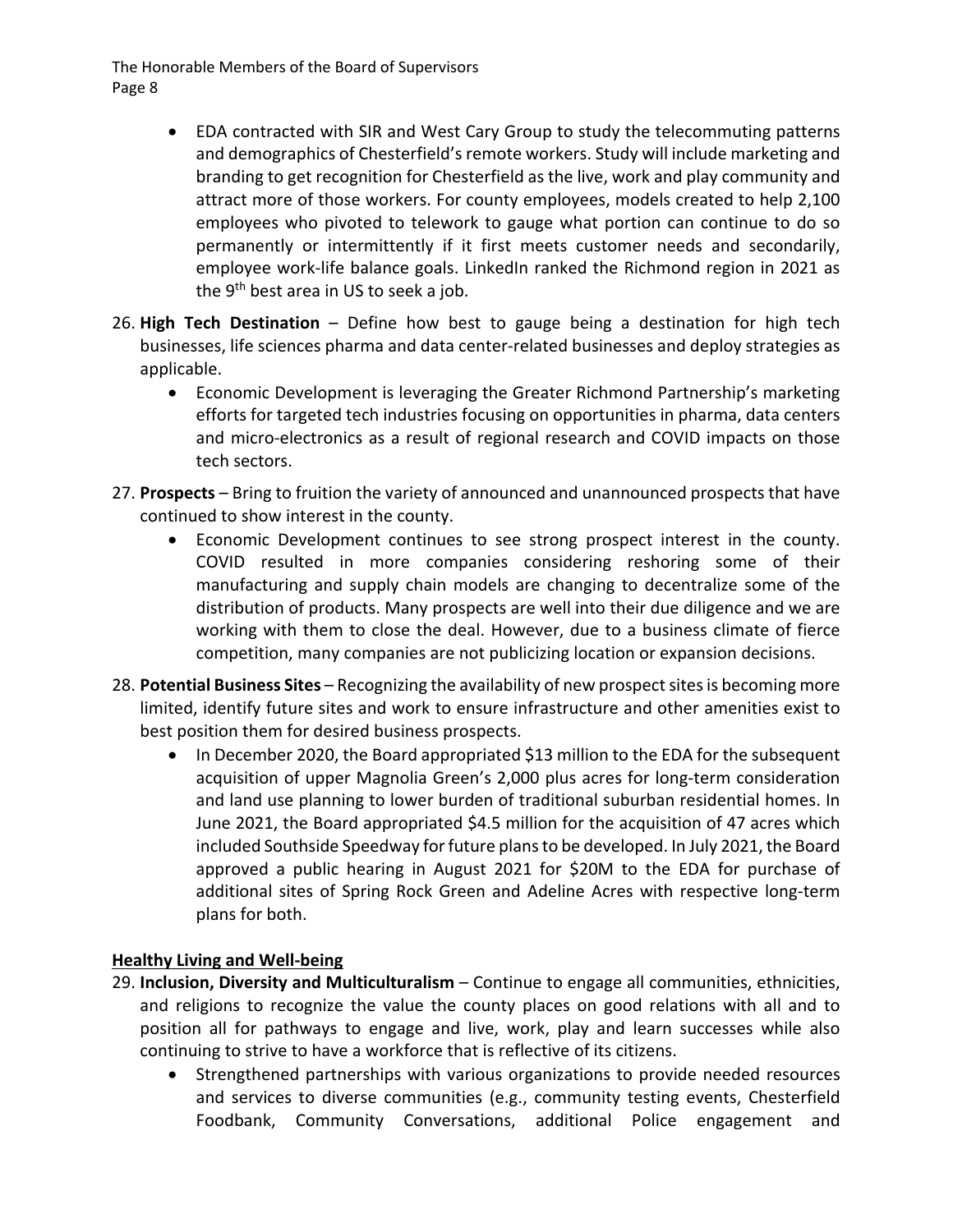- EDA contracted with SIR and West Cary Group to study the telecommuting patterns and demographics of Chesterfield's remote workers. Study will include marketing and branding to get recognition for Chesterfield as the live, work and play community and attract more of those workers. For county employees, models created to help 2,100 employees who pivoted to telework to gauge what portion can continue to do so permanently or intermittently if it first meets customer needs and secondarily, employee work-life balance goals. LinkedIn ranked the Richmond region in 2021 as the 9th best area in US to seek a job.

26. **High Tech Destination** – Define how best to gauge being a destination for high tech businesses, life sciences pharma and data center-related businesses and deploy strategies as applicable.
    - Economic Development is leveraging the Greater Richmond Partnership's marketing efforts for targeted tech industries focusing on opportunities in pharma, data centers and micro-electronics as a result of regional research and COVID impacts on those tech sectors.

27. **Prospects** – Bring to fruition the variety of announced and unannounced prospects that have continued to show interest in the county.
    - Economic Development continues to see strong prospect interest in the county. COVID resulted in more companies considering reshoring some of their manufacturing and supply chain models are changing to decentralize some of the distribution of products. Many prospects are well into their due diligence and we are working with them to close the deal. However, due to a business climate of fierce competition, many companies are not publicizing location or expansion decisions.

28. **Potential Business Sites** – Recognizing the availability of new prospect sites is becoming more limited, identify future sites and work to ensure infrastructure and other amenities exist to best position them for desired business prospects.
    - In December 2020, the Board appropriated $13 million to the EDA for the subsequent acquisition of upper Magnolia Green's 2,000 plus acres for long-term consideration and land use planning to lower burden of traditional suburban residential homes. In June 2021, the Board appropriated $4.5 million for the acquisition of 47 acres which included Southside Speedway for future plans to be developed. In July 2021, the Board approved a public hearing in August 2021 for $20M to the EDA for purchase of additional sites of Spring Rock Green and Adeline Acres with respective long-term plans for both.

**Healthy Living and Well-being**

29. **Inclusion, Diversity and Multiculturalism** – Continue to engage all communities, ethnicities, and religions to recognize the value the county places on good relations with all and to position all for pathways to engage and live, work, play and learn successes while also continuing to strive to have a workforce that is reflective of its citizens.
    - Strengthened partnerships with various organizations to provide needed resources and services to diverse communities (e.g., community testing events, Chesterfield Foodbank, Community Conversations, additional Police engagement and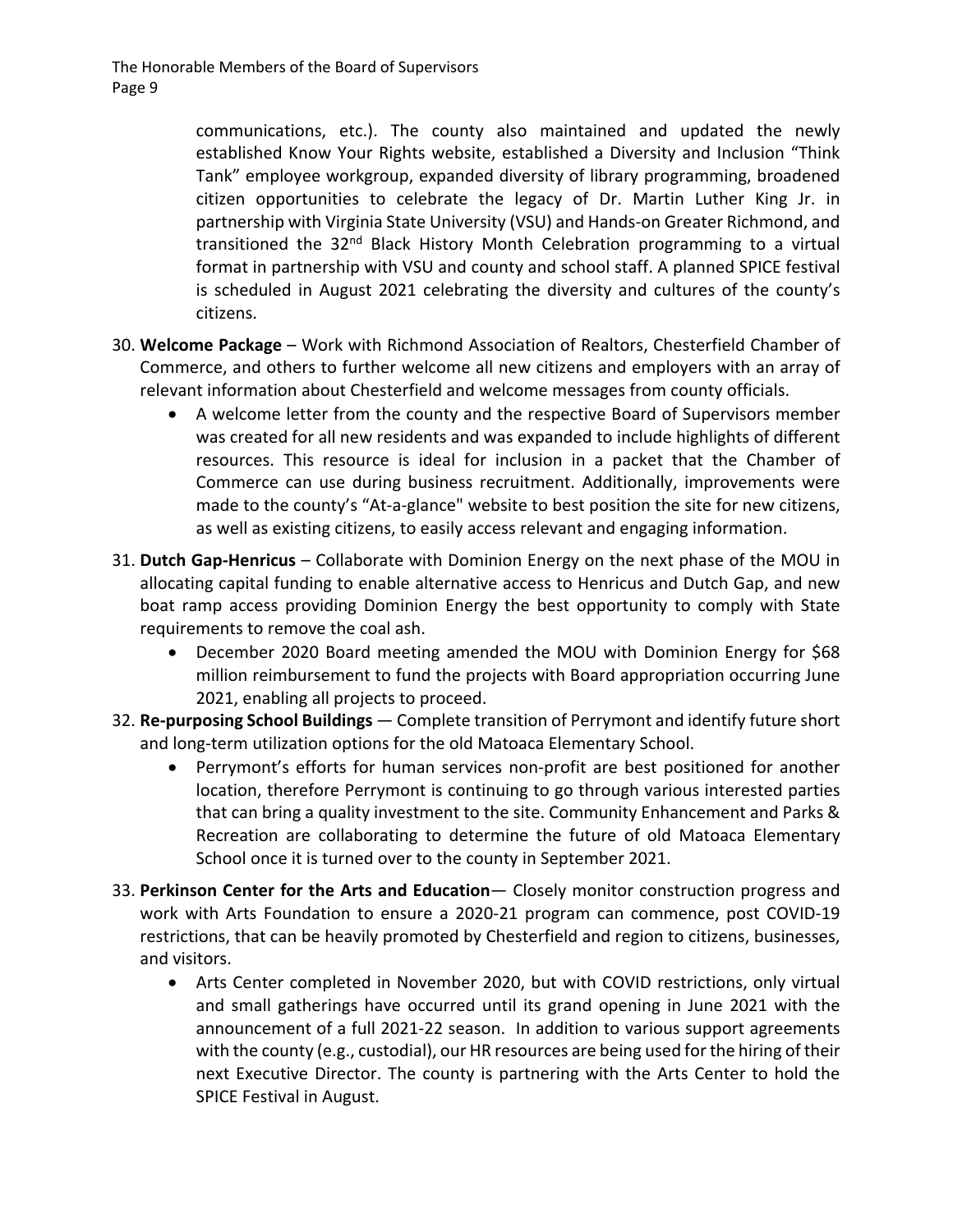communications, etc.). The county also maintained and updated the newly established Know Your Rights website, established a Diversity and Inclusion "Think Tank" employee workgroup, expanded diversity of library programming, broadened citizen opportunities to celebrate the legacy of Dr. Martin Luther King Jr. in partnership with Virginia State University (VSU) and Hands-on Greater Richmond, and transitioned the 32nd Black History Month Celebration programming to a virtual format in partnership with VSU and county and school staff. A planned SPICE festival is scheduled in August 2021 celebrating the diversity and cultures of the county's citizens.

30. **Welcome Package** – Work with Richmond Association of Realtors, Chesterfield Chamber of Commerce, and others to further welcome all new citizens and employers with an array of relevant information about Chesterfield and welcome messages from county officials.
    - A welcome letter from the county and the respective Board of Supervisors member was created for all new residents and was expanded to include highlights of different resources. This resource is ideal for inclusion in a packet that the Chamber of Commerce can use during business recruitment. Additionally, improvements were made to the county's "At-a-glance" website to best position the site for new citizens, as well as existing citizens, to easily access relevant and engaging information.

31. **Dutch Gap-Henricus** – Collaborate with Dominion Energy on the next phase of the MOU in allocating capital funding to enable alternative access to Henricus and Dutch Gap, and new boat ramp access providing Dominion Energy the best opportunity to comply with State requirements to remove the coal ash.
    - December 2020 Board meeting amended the MOU with Dominion Energy for $68 million reimbursement to fund the projects with Board appropriation occurring June 2021, enabling all projects to proceed.

32. **Re-purposing School Buildings** — Complete transition of Perrymont and identify future short and long-term utilization options for the old Matoaca Elementary School.
    - Perrymont's efforts for human services non-profit are best positioned for another location, therefore Perrymont is continuing to go through various interested parties that can bring a quality investment to the site. Community Enhancement and Parks & Recreation are collaborating to determine the future of old Matoaca Elementary School once it is turned over to the county in September 2021.

33. **Perkinson Center for the Arts and Education**— Closely monitor construction progress and work with Arts Foundation to ensure a 2020-21 program can commence, post COVID-19 restrictions, that can be heavily promoted by Chesterfield and region to citizens, businesses, and visitors.
    - Arts Center completed in November 2020, but with COVID restrictions, only virtual and small gatherings have occurred until its grand opening in June 2021 with the announcement of a full 2021-22 season. In addition to various support agreements with the county (e.g., custodial), our HR resources are being used for the hiring of their next Executive Director. The county is partnering with the Arts Center to hold the SPICE Festival in August.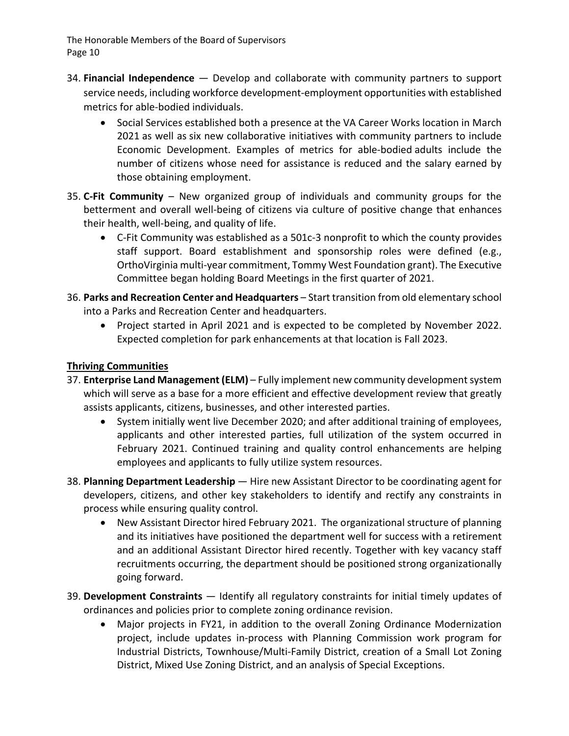34. **Financial Independence** — Develop and collaborate with community partners to support service needs, including workforce development-employment opportunities with established metrics for able-bodied individuals.
    - Social Services established both a presence at the VA Career Works location in March 2021 as well as six new collaborative initiatives with community partners to include Economic Development. Examples of metrics for able-bodied adults include the number of citizens whose need for assistance is reduced and the salary earned by those obtaining employment.

35. **C-Fit Community** – New organized group of individuals and community groups for the betterment and overall well-being of citizens via culture of positive change that enhances their health, well-being, and quality of life.
    - C-Fit Community was established as a 501c-3 nonprofit to which the county provides staff support. Board establishment and sponsorship roles were defined (e.g., OrthoVirginia multi-year commitment, Tommy West Foundation grant). The Executive Committee began holding Board Meetings in the first quarter of 2021.

36. **Parks and Recreation Center and Headquarters** – Start transition from old elementary school into a Parks and Recreation Center and headquarters.
    - Project started in April 2021 and is expected to be completed by November 2022. Expected completion for park enhancements at that location is Fall 2023.

**Thriving Communities**

37. **Enterprise Land Management (ELM)** – Fully implement new community development system which will serve as a base for a more efficient and effective development review that greatly assists applicants, citizens, businesses, and other interested parties.
    - System initially went live December 2020; and after additional training of employees, applicants and other interested parties, full utilization of the system occurred in February 2021. Continued training and quality control enhancements are helping employees and applicants to fully utilize system resources.

38. **Planning Department Leadership** — Hire new Assistant Director to be coordinating agent for developers, citizens, and other key stakeholders to identify and rectify any constraints in process while ensuring quality control.
    - New Assistant Director hired February 2021. The organizational structure of planning and its initiatives have positioned the department well for success with a retirement and an additional Assistant Director hired recently. Together with key vacancy staff recruitments occurring, the department should be positioned strong organizationally going forward.

39. **Development Constraints** — Identify all regulatory constraints for initial timely updates of ordinances and policies prior to complete zoning ordinance revision.
    - Major projects in FY21, in addition to the overall Zoning Ordinance Modernization project, include updates in-process with Planning Commission work program for Industrial Districts, Townhouse/Multi-Family District, creation of a Small Lot Zoning District, Mixed Use Zoning District, and an analysis of Special Exceptions.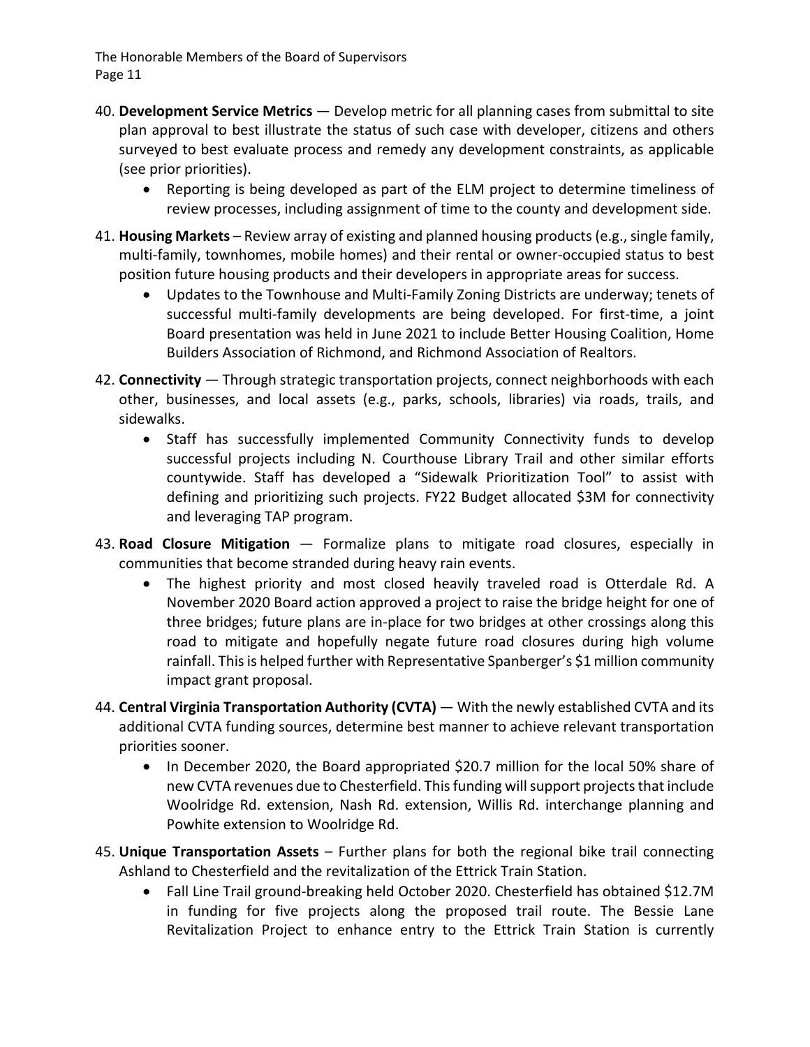40. **Development Service Metrics** — Develop metric for all planning cases from submittal to site plan approval to best illustrate the status of such case with developer, citizens and others surveyed to best evaluate process and remedy any development constraints, as applicable (see prior priorities).
    - Reporting is being developed as part of the ELM project to determine timeliness of review processes, including assignment of time to the county and development side.

41. **Housing Markets** – Review array of existing and planned housing products (e.g., single family, multi-family, townhomes, mobile homes) and their rental or owner-occupied status to best position future housing products and their developers in appropriate areas for success.
    - Updates to the Townhouse and Multi-Family Zoning Districts are underway; tenets of successful multi-family developments are being developed. For first-time, a joint Board presentation was held in June 2021 to include Better Housing Coalition, Home Builders Association of Richmond, and Richmond Association of Realtors.

42. **Connectivity** — Through strategic transportation projects, connect neighborhoods with each other, businesses, and local assets (e.g., parks, schools, libraries) via roads, trails, and sidewalks.
    - Staff has successfully implemented Community Connectivity funds to develop successful projects including N. Courthouse Library Trail and other similar efforts countywide. Staff has developed a "Sidewalk Prioritization Tool" to assist with defining and prioritizing such projects. FY22 Budget allocated $3M for connectivity and leveraging TAP program.

43. **Road Closure Mitigation** — Formalize plans to mitigate road closures, especially in communities that become stranded during heavy rain events.
    - The highest priority and most closed heavily traveled road is Otterdale Rd. A November 2020 Board action approved a project to raise the bridge height for one of three bridges; future plans are in-place for two bridges at other crossings along this road to mitigate and hopefully negate future road closures during high volume rainfall. This is helped further with Representative Spanberger's $1 million community impact grant proposal.

44. **Central Virginia Transportation Authority (CVTA)** — With the newly established CVTA and its additional CVTA funding sources, determine best manner to achieve relevant transportation priorities sooner.
    - In December 2020, the Board appropriated $20.7 million for the local 50% share of new CVTA revenues due to Chesterfield. This funding will support projects that include Woolridge Rd. extension, Nash Rd. extension, Willis Rd. interchange planning and Powhite extension to Woolridge Rd.

45. **Unique Transportation Assets** – Further plans for both the regional bike trail connecting Ashland to Chesterfield and the revitalization of the Ettrick Train Station.
    - Fall Line Trail ground-breaking held October 2020. Chesterfield has obtained $12.7M in funding for five projects along the proposed trail route. The Bessie Lane Revitalization Project to enhance entry to the Ettrick Train Station is currently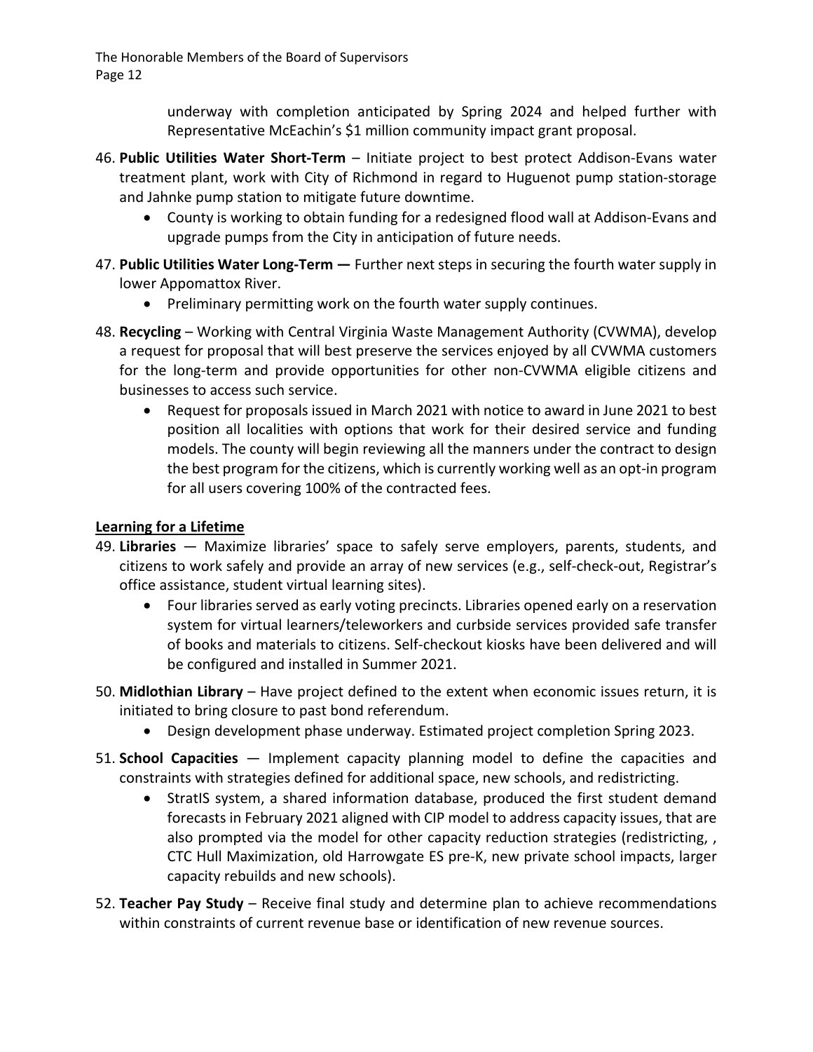underway with completion anticipated by Spring 2024 and helped further with Representative McEachin's $1 million community impact grant proposal.

46. **Public Utilities Water Short-Term** – Initiate project to best protect Addison-Evans water treatment plant, work with City of Richmond in regard to Huguenot pump station-storage and Jahnke pump station to mitigate future downtime.
    - County is working to obtain funding for a redesigned flood wall at Addison-Evans and upgrade pumps from the City in anticipation of future needs.
47. **Public Utilities Water Long-Term —** Further next steps in securing the fourth water supply in lower Appomattox River.
    - Preliminary permitting work on the fourth water supply continues.
48. **Recycling** – Working with Central Virginia Waste Management Authority (CVWMA), develop a request for proposal that will best preserve the services enjoyed by all CVWMA customers for the long-term and provide opportunities for other non-CVWMA eligible citizens and businesses to access such service.
    - Request for proposals issued in March 2021 with notice to award in June 2021 to best position all localities with options that work for their desired service and funding models. The county will begin reviewing all the manners under the contract to design the best program for the citizens, which is currently working well as an opt-in program for all users covering 100% of the contracted fees.

**Learning for a Lifetime**

49. **Libraries** — Maximize libraries' space to safely serve employers, parents, students, and citizens to work safely and provide an array of new services (e.g., self-check-out, Registrar's office assistance, student virtual learning sites).
    - Four libraries served as early voting precincts. Libraries opened early on a reservation system for virtual learners/teleworkers and curbside services provided safe transfer of books and materials to citizens. Self-checkout kiosks have been delivered and will be configured and installed in Summer 2021.
50. **Midlothian Library** – Have project defined to the extent when economic issues return, it is initiated to bring closure to past bond referendum.
    - Design development phase underway. Estimated project completion Spring 2023.
51. **School Capacities** — Implement capacity planning model to define the capacities and constraints with strategies defined for additional space, new schools, and redistricting.
    - StratIS system, a shared information database, produced the first student demand forecasts in February 2021 aligned with CIP model to address capacity issues, that are also prompted via the model for other capacity reduction strategies (redistricting, , CTC Hull Maximization, old Harrowgate ES pre-K, new private school impacts, larger capacity rebuilds and new schools).
52. **Teacher Pay Study** – Receive final study and determine plan to achieve recommendations within constraints of current revenue base or identification of new revenue sources.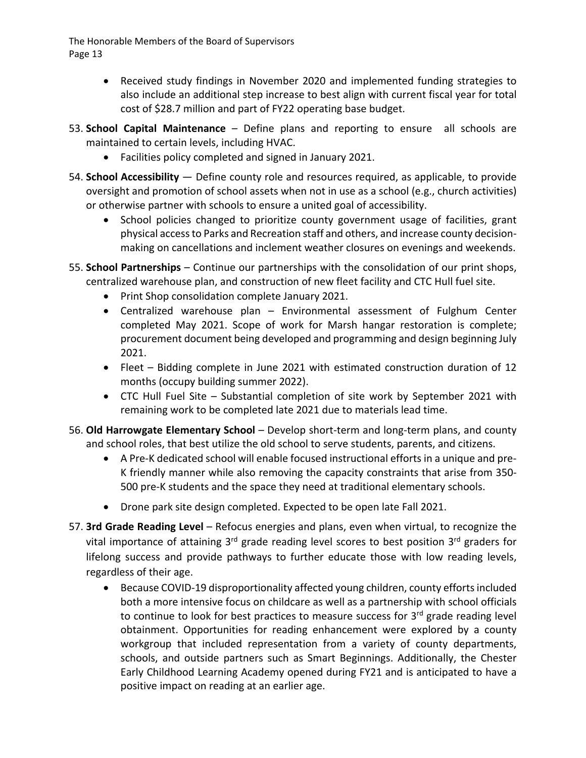- Received study findings in November 2020 and implemented funding strategies to also include an additional step increase to best align with current fiscal year for total cost of $28.7 million and part of FY22 operating base budget.

53. **School Capital Maintenance** – Define plans and reporting to ensure all schools are maintained to certain levels, including HVAC.
    - Facilities policy completed and signed in January 2021.

54. **School Accessibility** — Define county role and resources required, as applicable, to provide oversight and promotion of school assets when not in use as a school (e.g., church activities) or otherwise partner with schools to ensure a united goal of accessibility.
    - School policies changed to prioritize county government usage of facilities, grant physical access to Parks and Recreation staff and others, and increase county decision-making on cancellations and inclement weather closures on evenings and weekends.

55. **School Partnerships** – Continue our partnerships with the consolidation of our print shops, centralized warehouse plan, and construction of new fleet facility and CTC Hull fuel site.
    - Print Shop consolidation complete January 2021.
    - Centralized warehouse plan – Environmental assessment of Fulghum Center completed May 2021. Scope of work for Marsh hangar restoration is complete; procurement document being developed and programming and design beginning July 2021.
    - Fleet – Bidding complete in June 2021 with estimated construction duration of 12 months (occupy building summer 2022).
    - CTC Hull Fuel Site – Substantial completion of site work by September 2021 with remaining work to be completed late 2021 due to materials lead time.

56. **Old Harrowgate Elementary School** – Develop short-term and long-term plans, and county and school roles, that best utilize the old school to serve students, parents, and citizens.
    - A Pre-K dedicated school will enable focused instructional efforts in a unique and pre-K friendly manner while also removing the capacity constraints that arise from 350-500 pre-K students and the space they need at traditional elementary schools.
    - Drone park site design completed. Expected to be open late Fall 2021.

57. **3rd Grade Reading Level** – Refocus energies and plans, even when virtual, to recognize the vital importance of attaining 3rd grade reading level scores to best position 3rd graders for lifelong success and provide pathways to further educate those with low reading levels, regardless of their age.
    - Because COVID-19 disproportionality affected young children, county efforts included both a more intensive focus on childcare as well as a partnership with school officials to continue to look for best practices to measure success for 3rd grade reading level obtainment. Opportunities for reading enhancement were explored by a county workgroup that included representation from a variety of county departments, schools, and outside partners such as Smart Beginnings. Additionally, the Chester Early Childhood Learning Academy opened during FY21 and is anticipated to have a positive impact on reading at an earlier age.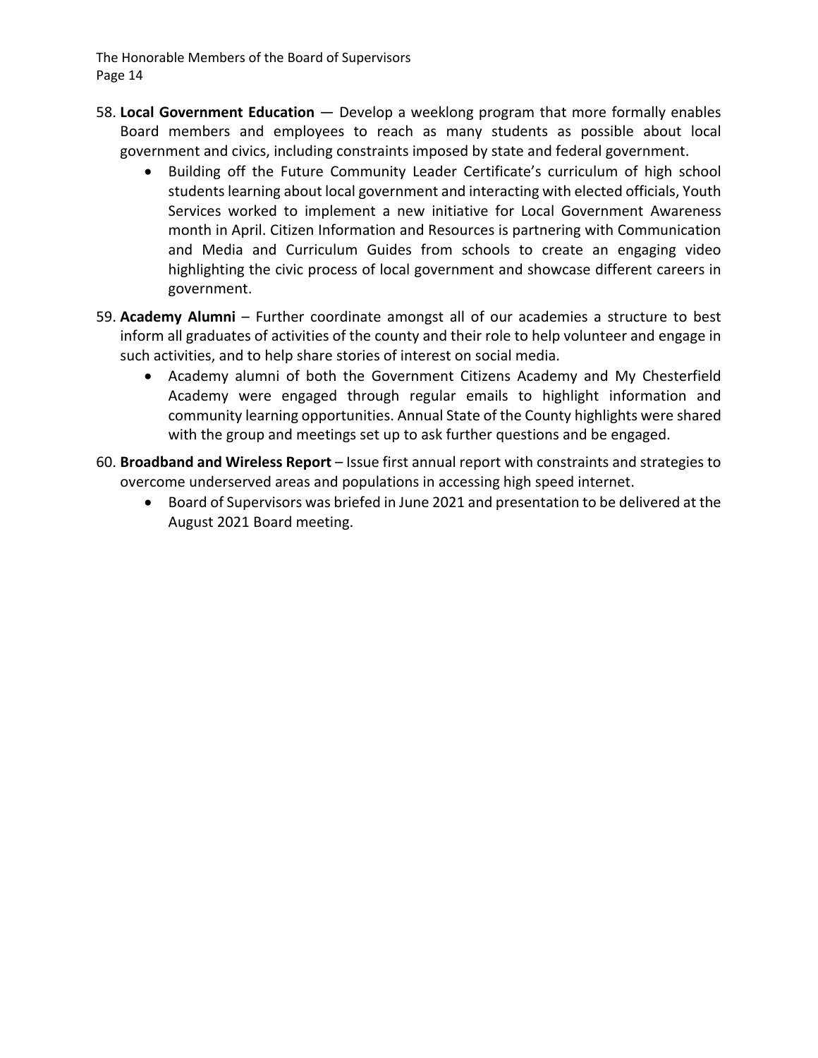58. **Local Government Education** — Develop a weeklong program that more formally enables Board members and employees to reach as many students as possible about local government and civics, including constraints imposed by state and federal government.
    - Building off the Future Community Leader Certificate's curriculum of high school students learning about local government and interacting with elected officials, Youth Services worked to implement a new initiative for Local Government Awareness month in April. Citizen Information and Resources is partnering with Communication and Media and Curriculum Guides from schools to create an engaging video highlighting the civic process of local government and showcase different careers in government.

59. **Academy Alumni** – Further coordinate amongst all of our academies a structure to best inform all graduates of activities of the county and their role to help volunteer and engage in such activities, and to help share stories of interest on social media.
    - Academy alumni of both the Government Citizens Academy and My Chesterfield Academy were engaged through regular emails to highlight information and community learning opportunities. Annual State of the County highlights were shared with the group and meetings set up to ask further questions and be engaged.

60. **Broadband and Wireless Report** – Issue first annual report with constraints and strategies to overcome underserved areas and populations in accessing high speed internet.
    - Board of Supervisors was briefed in June 2021 and presentation to be delivered at the August 2021 Board meeting.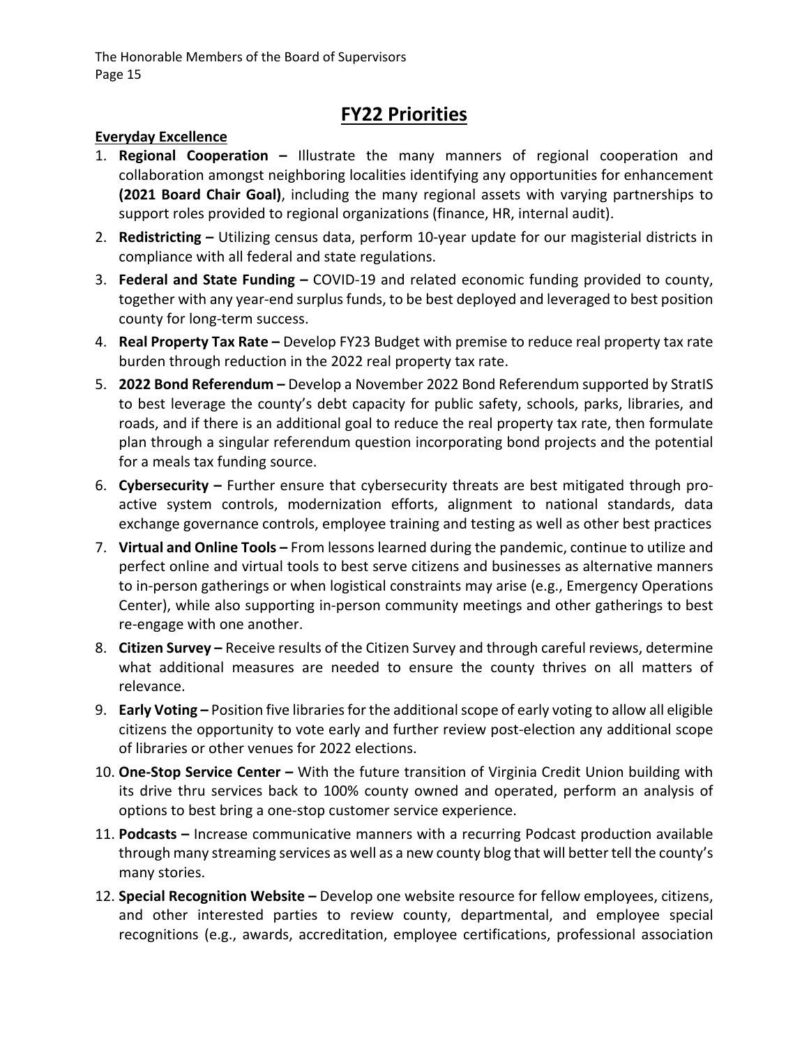# FY22 Priorities

**Everyday Excellence**

1. **Regional Cooperation –** Illustrate the many manners of regional cooperation and collaboration amongst neighboring localities identifying any opportunities for enhancement **(2021 Board Chair Goal)**, including the many regional assets with varying partnerships to support roles provided to regional organizations (finance, HR, internal audit).
2. **Redistricting –** Utilizing census data, perform 10-year update for our magisterial districts in compliance with all federal and state regulations.
3. **Federal and State Funding –** COVID-19 and related economic funding provided to county, together with any year-end surplus funds, to be best deployed and leveraged to best position county for long-term success.
4. **Real Property Tax Rate –** Develop FY23 Budget with premise to reduce real property tax rate burden through reduction in the 2022 real property tax rate.
5. **2022 Bond Referendum –** Develop a November 2022 Bond Referendum supported by StratIS to best leverage the county's debt capacity for public safety, schools, parks, libraries, and roads, and if there is an additional goal to reduce the real property tax rate, then formulate plan through a singular referendum question incorporating bond projects and the potential for a meals tax funding source.
6. **Cybersecurity –** Further ensure that cybersecurity threats are best mitigated through pro-active system controls, modernization efforts, alignment to national standards, data exchange governance controls, employee training and testing as well as other best practices
7. **Virtual and Online Tools –** From lessons learned during the pandemic, continue to utilize and perfect online and virtual tools to best serve citizens and businesses as alternative manners to in-person gatherings or when logistical constraints may arise (e.g., Emergency Operations Center), while also supporting in-person community meetings and other gatherings to best re-engage with one another.
8. **Citizen Survey –** Receive results of the Citizen Survey and through careful reviews, determine what additional measures are needed to ensure the county thrives on all matters of relevance.
9. **Early Voting –** Position five libraries for the additional scope of early voting to allow all eligible citizens the opportunity to vote early and further review post-election any additional scope of libraries or other venues for 2022 elections.
10. **One-Stop Service Center –** With the future transition of Virginia Credit Union building with its drive thru services back to 100% county owned and operated, perform an analysis of options to best bring a one-stop customer service experience.
11. **Podcasts –** Increase communicative manners with a recurring Podcast production available through many streaming services as well as a new county blog that will better tell the county's many stories.
12. **Special Recognition Website –** Develop one website resource for fellow employees, citizens, and other interested parties to review county, departmental, and employee special recognitions (e.g., awards, accreditation, employee certifications, professional association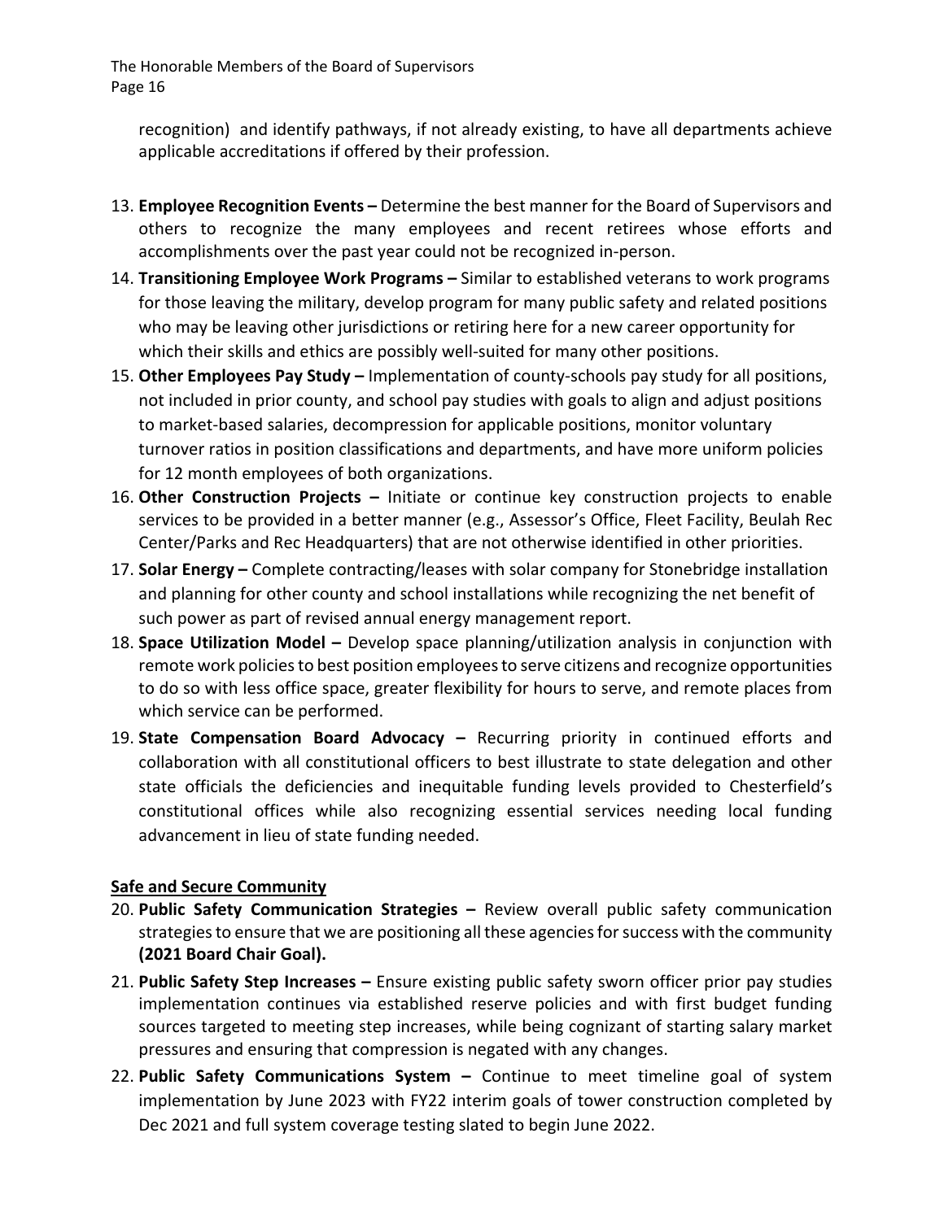recognition) and identify pathways, if not already existing, to have all departments achieve applicable accreditations if offered by their profession.

13. **Employee Recognition Events –** Determine the best manner for the Board of Supervisors and others to recognize the many employees and recent retirees whose efforts and accomplishments over the past year could not be recognized in-person.
14. **Transitioning Employee Work Programs –** Similar to established veterans to work programs for those leaving the military, develop program for many public safety and related positions who may be leaving other jurisdictions or retiring here for a new career opportunity for which their skills and ethics are possibly well-suited for many other positions.
15. **Other Employees Pay Study –** Implementation of county-schools pay study for all positions, not included in prior county, and school pay studies with goals to align and adjust positions to market-based salaries, decompression for applicable positions, monitor voluntary turnover ratios in position classifications and departments, and have more uniform policies for 12 month employees of both organizations.
16. **Other Construction Projects –** Initiate or continue key construction projects to enable services to be provided in a better manner (e.g., Assessor's Office, Fleet Facility, Beulah Rec Center/Parks and Rec Headquarters) that are not otherwise identified in other priorities.
17. **Solar Energy –** Complete contracting/leases with solar company for Stonebridge installation and planning for other county and school installations while recognizing the net benefit of such power as part of revised annual energy management report.
18. **Space Utilization Model –** Develop space planning/utilization analysis in conjunction with remote work policies to best position employees to serve citizens and recognize opportunities to do so with less office space, greater flexibility for hours to serve, and remote places from which service can be performed.
19. **State Compensation Board Advocacy –** Recurring priority in continued efforts and collaboration with all constitutional officers to best illustrate to state delegation and other state officials the deficiencies and inequitable funding levels provided to Chesterfield's constitutional offices while also recognizing essential services needing local funding advancement in lieu of state funding needed.

**Safe and Secure Community**

20. **Public Safety Communication Strategies –** Review overall public safety communication strategies to ensure that we are positioning all these agencies for success with the community **(2021 Board Chair Goal).**
21. **Public Safety Step Increases –** Ensure existing public safety sworn officer prior pay studies implementation continues via established reserve policies and with first budget funding sources targeted to meeting step increases, while being cognizant of starting salary market pressures and ensuring that compression is negated with any changes.
22. **Public Safety Communications System –** Continue to meet timeline goal of system implementation by June 2023 with FY22 interim goals of tower construction completed by Dec 2021 and full system coverage testing slated to begin June 2022.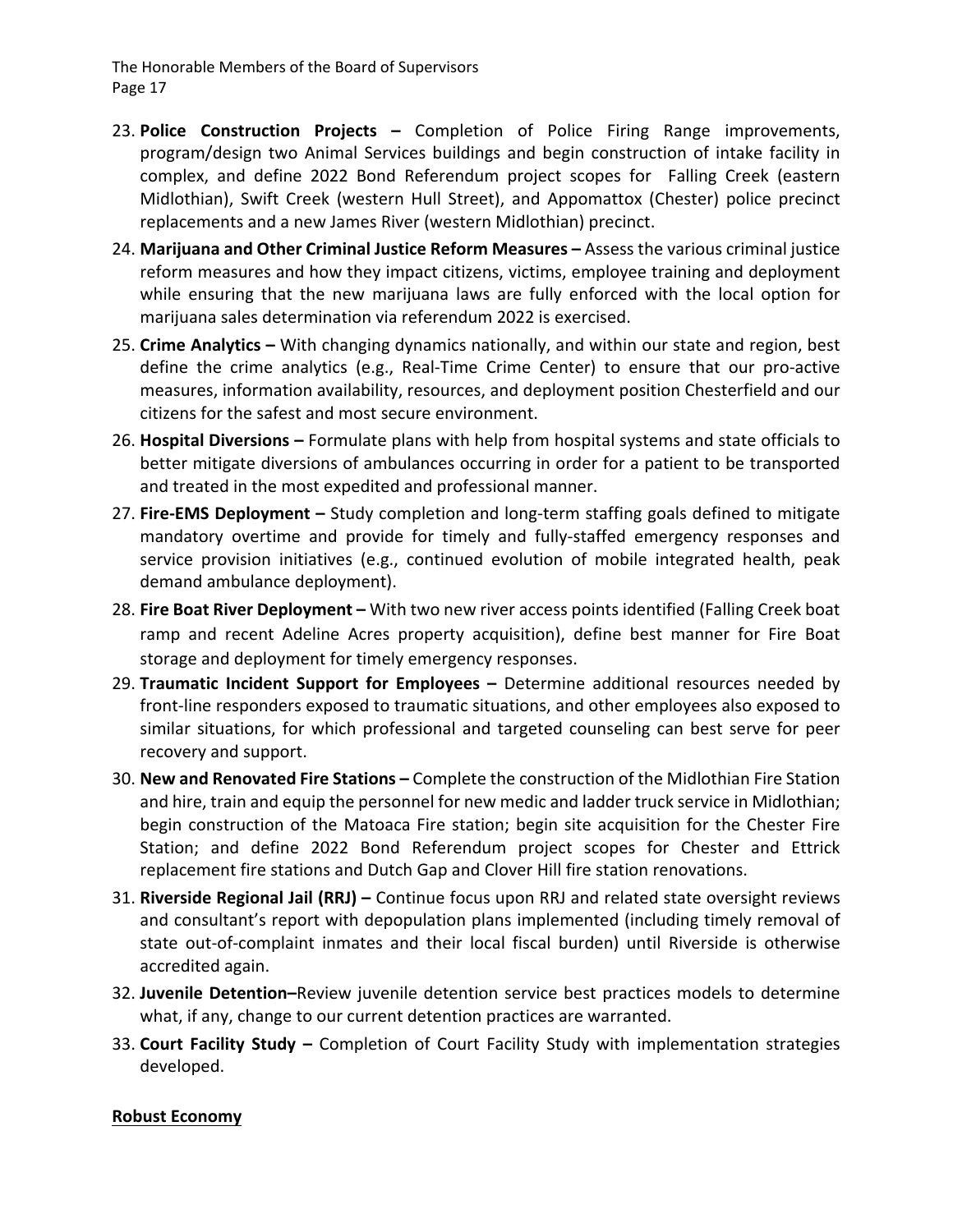23. **Police Construction Projects –** Completion of Police Firing Range improvements, program/design two Animal Services buildings and begin construction of intake facility in complex, and define 2022 Bond Referendum project scopes for Falling Creek (eastern Midlothian), Swift Creek (western Hull Street), and Appomattox (Chester) police precinct replacements and a new James River (western Midlothian) precinct.
24. **Marijuana and Other Criminal Justice Reform Measures –** Assess the various criminal justice reform measures and how they impact citizens, victims, employee training and deployment while ensuring that the new marijuana laws are fully enforced with the local option for marijuana sales determination via referendum 2022 is exercised.
25. **Crime Analytics –** With changing dynamics nationally, and within our state and region, best define the crime analytics (e.g., Real-Time Crime Center) to ensure that our pro-active measures, information availability, resources, and deployment position Chesterfield and our citizens for the safest and most secure environment.
26. **Hospital Diversions –** Formulate plans with help from hospital systems and state officials to better mitigate diversions of ambulances occurring in order for a patient to be transported and treated in the most expedited and professional manner.
27. **Fire-EMS Deployment –** Study completion and long-term staffing goals defined to mitigate mandatory overtime and provide for timely and fully-staffed emergency responses and service provision initiatives (e.g., continued evolution of mobile integrated health, peak demand ambulance deployment).
28. **Fire Boat River Deployment –** With two new river access points identified (Falling Creek boat ramp and recent Adeline Acres property acquisition), define best manner for Fire Boat storage and deployment for timely emergency responses.
29. **Traumatic Incident Support for Employees –** Determine additional resources needed by front-line responders exposed to traumatic situations, and other employees also exposed to similar situations, for which professional and targeted counseling can best serve for peer recovery and support.
30. **New and Renovated Fire Stations –** Complete the construction of the Midlothian Fire Station and hire, train and equip the personnel for new medic and ladder truck service in Midlothian; begin construction of the Matoaca Fire station; begin site acquisition for the Chester Fire Station; and define 2022 Bond Referendum project scopes for Chester and Ettrick replacement fire stations and Dutch Gap and Clover Hill fire station renovations.
31. **Riverside Regional Jail (RRJ) –** Continue focus upon RRJ and related state oversight reviews and consultant's report with depopulation plans implemented (including timely removal of state out-of-complaint inmates and their local fiscal burden) until Riverside is otherwise accredited again.
32. **Juvenile Detention–**Review juvenile detention service best practices models to determine what, if any, change to our current detention practices are warranted.
33. **Court Facility Study –** Completion of Court Facility Study with implementation strategies developed.

**Robust Economy**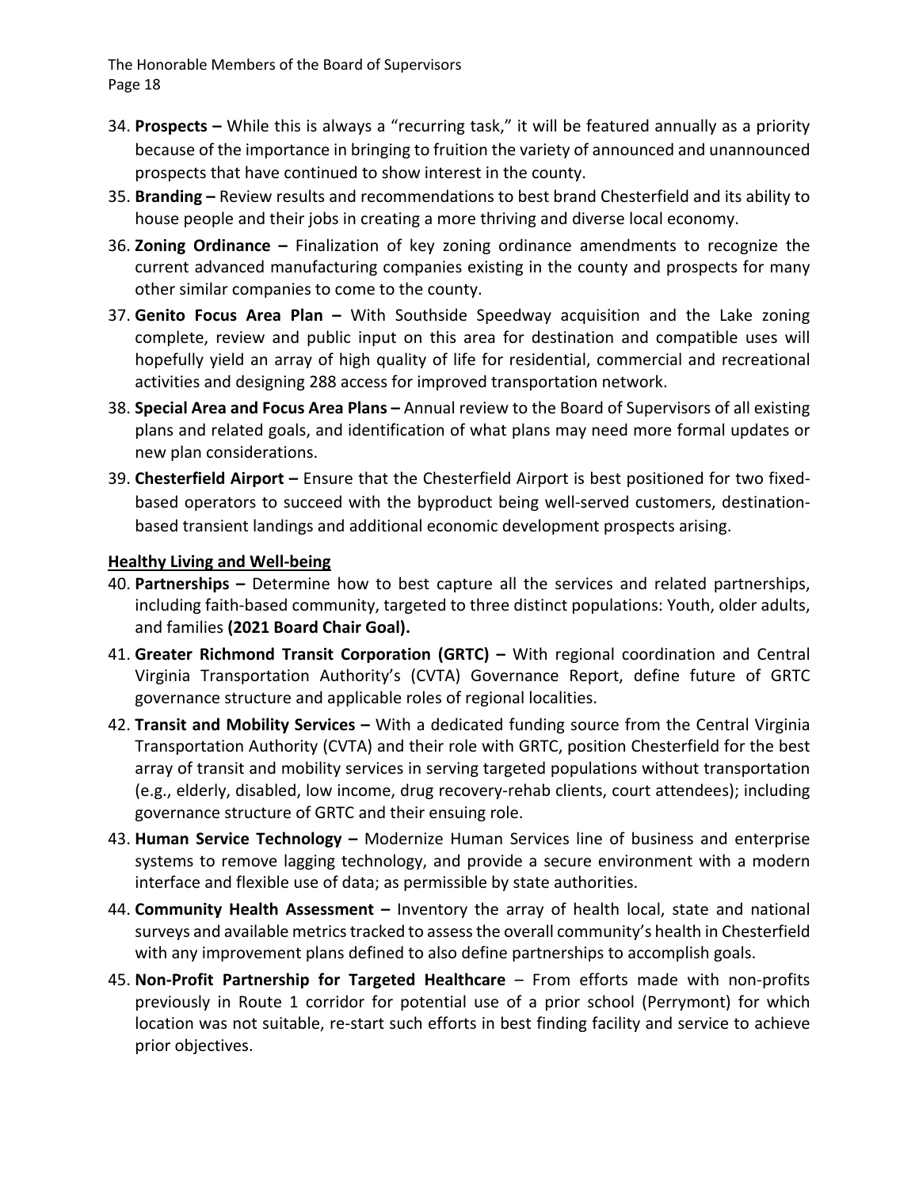34. **Prospects –** While this is always a "recurring task," it will be featured annually as a priority because of the importance in bringing to fruition the variety of announced and unannounced prospects that have continued to show interest in the county.
35. **Branding –** Review results and recommendations to best brand Chesterfield and its ability to house people and their jobs in creating a more thriving and diverse local economy.
36. **Zoning Ordinance –** Finalization of key zoning ordinance amendments to recognize the current advanced manufacturing companies existing in the county and prospects for many other similar companies to come to the county.
37. **Genito Focus Area Plan –** With Southside Speedway acquisition and the Lake zoning complete, review and public input on this area for destination and compatible uses will hopefully yield an array of high quality of life for residential, commercial and recreational activities and designing 288 access for improved transportation network.
38. **Special Area and Focus Area Plans –** Annual review to the Board of Supervisors of all existing plans and related goals, and identification of what plans may need more formal updates or new plan considerations.
39. **Chesterfield Airport –** Ensure that the Chesterfield Airport is best positioned for two fixed-based operators to succeed with the byproduct being well-served customers, destination-based transient landings and additional economic development prospects arising.

**Healthy Living and Well-being**

40. **Partnerships –** Determine how to best capture all the services and related partnerships, including faith-based community, targeted to three distinct populations: Youth, older adults, and families **(2021 Board Chair Goal).**
41. **Greater Richmond Transit Corporation (GRTC) –** With regional coordination and Central Virginia Transportation Authority's (CVTA) Governance Report, define future of GRTC governance structure and applicable roles of regional localities.
42. **Transit and Mobility Services –** With a dedicated funding source from the Central Virginia Transportation Authority (CVTA) and their role with GRTC, position Chesterfield for the best array of transit and mobility services in serving targeted populations without transportation (e.g., elderly, disabled, low income, drug recovery-rehab clients, court attendees); including governance structure of GRTC and their ensuing role.
43. **Human Service Technology –** Modernize Human Services line of business and enterprise systems to remove lagging technology, and provide a secure environment with a modern interface and flexible use of data; as permissible by state authorities.
44. **Community Health Assessment –** Inventory the array of health local, state and national surveys and available metrics tracked to assess the overall community's health in Chesterfield with any improvement plans defined to also define partnerships to accomplish goals.
45. **Non-Profit Partnership for Targeted Healthcare** – From efforts made with non-profits previously in Route 1 corridor for potential use of a prior school (Perrymont) for which location was not suitable, re-start such efforts in best finding facility and service to achieve prior objectives.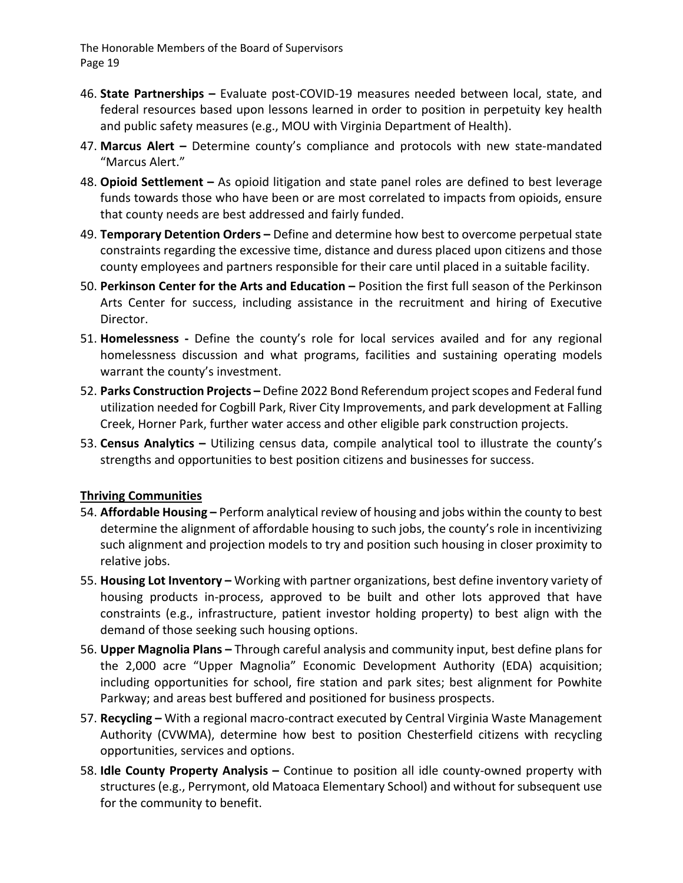46. **State Partnerships –** Evaluate post-COVID-19 measures needed between local, state, and federal resources based upon lessons learned in order to position in perpetuity key health and public safety measures (e.g., MOU with Virginia Department of Health).
47. **Marcus Alert –** Determine county's compliance and protocols with new state-mandated "Marcus Alert."
48. **Opioid Settlement –** As opioid litigation and state panel roles are defined to best leverage funds towards those who have been or are most correlated to impacts from opioids, ensure that county needs are best addressed and fairly funded.
49. **Temporary Detention Orders –** Define and determine how best to overcome perpetual state constraints regarding the excessive time, distance and duress placed upon citizens and those county employees and partners responsible for their care until placed in a suitable facility.
50. **Perkinson Center for the Arts and Education –** Position the first full season of the Perkinson Arts Center for success, including assistance in the recruitment and hiring of Executive Director.
51. **Homelessness -** Define the county's role for local services availed and for any regional homelessness discussion and what programs, facilities and sustaining operating models warrant the county's investment.
52. **Parks Construction Projects –** Define 2022 Bond Referendum project scopes and Federal fund utilization needed for Cogbill Park, River City Improvements, and park development at Falling Creek, Horner Park, further water access and other eligible park construction projects.
53. **Census Analytics –** Utilizing census data, compile analytical tool to illustrate the county's strengths and opportunities to best position citizens and businesses for success.

**Thriving Communities**

54. **Affordable Housing –** Perform analytical review of housing and jobs within the county to best determine the alignment of affordable housing to such jobs, the county's role in incentivizing such alignment and projection models to try and position such housing in closer proximity to relative jobs.
55. **Housing Lot Inventory –** Working with partner organizations, best define inventory variety of housing products in-process, approved to be built and other lots approved that have constraints (e.g., infrastructure, patient investor holding property) to best align with the demand of those seeking such housing options.
56. **Upper Magnolia Plans –** Through careful analysis and community input, best define plans for the 2,000 acre "Upper Magnolia" Economic Development Authority (EDA) acquisition; including opportunities for school, fire station and park sites; best alignment for Powhite Parkway; and areas best buffered and positioned for business prospects.
57. **Recycling –** With a regional macro-contract executed by Central Virginia Waste Management Authority (CVWMA), determine how best to position Chesterfield citizens with recycling opportunities, services and options.
58. **Idle County Property Analysis –** Continue to position all idle county-owned property with structures (e.g., Perrymont, old Matoaca Elementary School) and without for subsequent use for the community to benefit.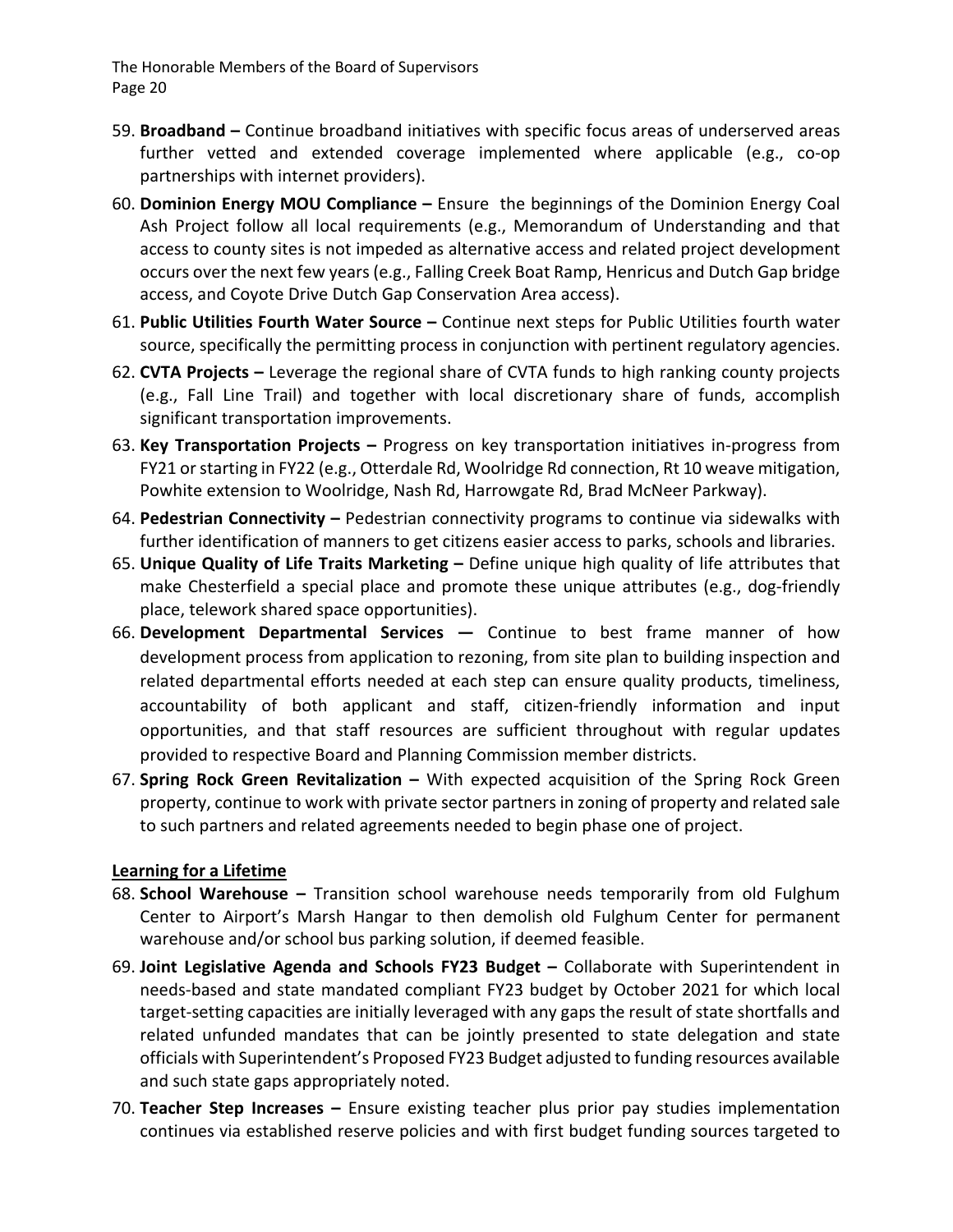59. **Broadband –** Continue broadband initiatives with specific focus areas of underserved areas further vetted and extended coverage implemented where applicable (e.g., co-op partnerships with internet providers).
60. **Dominion Energy MOU Compliance –** Ensure the beginnings of the Dominion Energy Coal Ash Project follow all local requirements (e.g., Memorandum of Understanding and that access to county sites is not impeded as alternative access and related project development occurs over the next few years (e.g., Falling Creek Boat Ramp, Henricus and Dutch Gap bridge access, and Coyote Drive Dutch Gap Conservation Area access).
61. **Public Utilities Fourth Water Source –** Continue next steps for Public Utilities fourth water source, specifically the permitting process in conjunction with pertinent regulatory agencies.
62. **CVTA Projects –** Leverage the regional share of CVTA funds to high ranking county projects (e.g., Fall Line Trail) and together with local discretionary share of funds, accomplish significant transportation improvements.
63. **Key Transportation Projects –** Progress on key transportation initiatives in-progress from FY21 or starting in FY22 (e.g., Otterdale Rd, Woolridge Rd connection, Rt 10 weave mitigation, Powhite extension to Woolridge, Nash Rd, Harrowgate Rd, Brad McNeer Parkway).
64. **Pedestrian Connectivity –** Pedestrian connectivity programs to continue via sidewalks with further identification of manners to get citizens easier access to parks, schools and libraries.
65. **Unique Quality of Life Traits Marketing –** Define unique high quality of life attributes that make Chesterfield a special place and promote these unique attributes (e.g., dog-friendly place, telework shared space opportunities).
66. **Development Departmental Services —** Continue to best frame manner of how development process from application to rezoning, from site plan to building inspection and related departmental efforts needed at each step can ensure quality products, timeliness, accountability of both applicant and staff, citizen-friendly information and input opportunities, and that staff resources are sufficient throughout with regular updates provided to respective Board and Planning Commission member districts.
67. **Spring Rock Green Revitalization –** With expected acquisition of the Spring Rock Green property, continue to work with private sector partners in zoning of property and related sale to such partners and related agreements needed to begin phase one of project.

**Learning for a Lifetime**

68. **School Warehouse –** Transition school warehouse needs temporarily from old Fulghum Center to Airport's Marsh Hangar to then demolish old Fulghum Center for permanent warehouse and/or school bus parking solution, if deemed feasible.
69. **Joint Legislative Agenda and Schools FY23 Budget –** Collaborate with Superintendent in needs-based and state mandated compliant FY23 budget by October 2021 for which local target-setting capacities are initially leveraged with any gaps the result of state shortfalls and related unfunded mandates that can be jointly presented to state delegation and state officials with Superintendent's Proposed FY23 Budget adjusted to funding resources available and such state gaps appropriately noted.
70. **Teacher Step Increases –** Ensure existing teacher plus prior pay studies implementation continues via established reserve policies and with first budget funding sources targeted to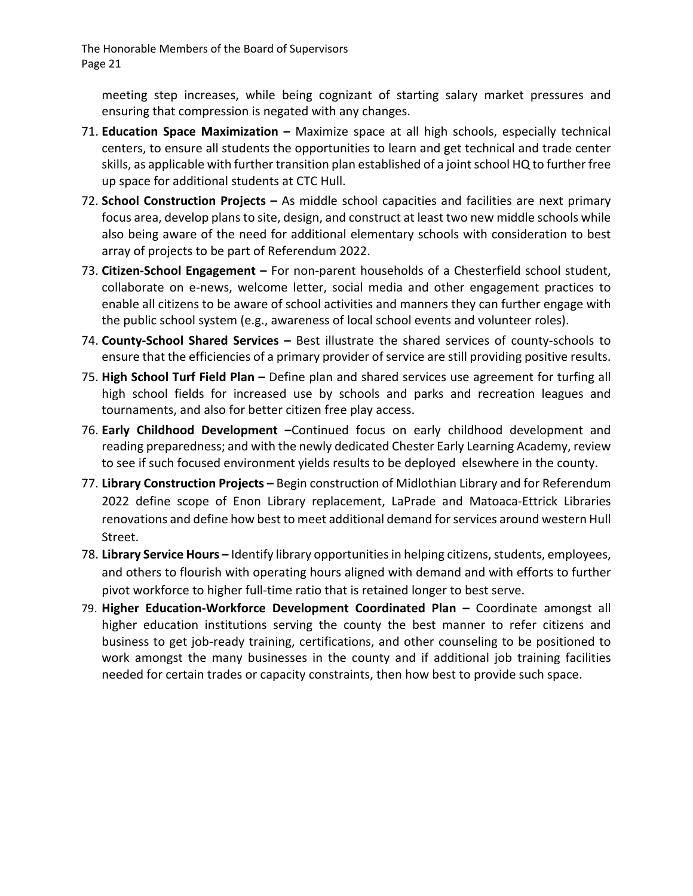meeting step increases, while being cognizant of starting salary market pressures and ensuring that compression is negated with any changes.

71. **Education Space Maximization –** Maximize space at all high schools, especially technical centers, to ensure all students the opportunities to learn and get technical and trade center skills, as applicable with further transition plan established of a joint school HQ to further free up space for additional students at CTC Hull.
72. **School Construction Projects –** As middle school capacities and facilities are next primary focus area, develop plans to site, design, and construct at least two new middle schools while also being aware of the need for additional elementary schools with consideration to best array of projects to be part of Referendum 2022.
73. **Citizen-School Engagement –** For non-parent households of a Chesterfield school student, collaborate on e-news, welcome letter, social media and other engagement practices to enable all citizens to be aware of school activities and manners they can further engage with the public school system (e.g., awareness of local school events and volunteer roles).
74. **County-School Shared Services –** Best illustrate the shared services of county-schools to ensure that the efficiencies of a primary provider of service are still providing positive results.
75. **High School Turf Field Plan –** Define plan and shared services use agreement for turfing all high school fields for increased use by schools and parks and recreation leagues and tournaments, and also for better citizen free play access.
76. **Early Childhood Development –**Continued focus on early childhood development and reading preparedness; and with the newly dedicated Chester Early Learning Academy, review to see if such focused environment yields results to be deployed elsewhere in the county.
77. **Library Construction Projects –** Begin construction of Midlothian Library and for Referendum 2022 define scope of Enon Library replacement, LaPrade and Matoaca-Ettrick Libraries renovations and define how best to meet additional demand for services around western Hull Street.
78. **Library Service Hours –** Identify library opportunities in helping citizens, students, employees, and others to flourish with operating hours aligned with demand and with efforts to further pivot workforce to higher full-time ratio that is retained longer to best serve.
79. **Higher Education-Workforce Development Coordinated Plan –** Coordinate amongst all higher education institutions serving the county the best manner to refer citizens and business to get job-ready training, certifications, and other counseling to be positioned to work amongst the many businesses in the county and if additional job training facilities needed for certain trades or capacity constraints, then how best to provide such space.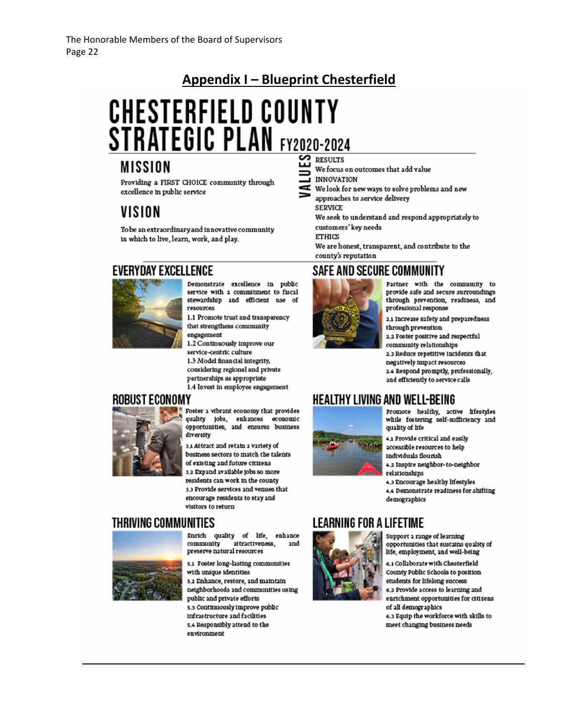# Appendix I – Blueprint Chesterfield

# CHESTERFIELD COUNTY STRATEGIC PLAN FY2020-2024

## MISSION

Providing a FIRST CHOICE community through excellence in public service

## VISION

To be an extraordinary and innovative community in which to live, learn, work, and play.

## VALUES

RESULTS
We focus on outcomes that add value

INNOVATION
We look for new ways to solve problems and new approaches to service delivery

SERVICE
We seek to understand and respond appropriately to customers' key needs

ETHICS
We are honest, transparent, and contribute to the county's reputation

## EVERYDAY EXCELLENCE

Demonstrate excellence in public service with a commitment to fiscal stewardship and efficient use of resources

1.1 Promote trust and transparency that strengthens community engagement
1.2 Continuously improve our service-centric culture
1.3 Model financial integrity, considering regional and private partnerships as appropriate
1.4 Invest in employee engagement

## SAFE AND SECURE COMMUNITY

Partner with the community to provide safe and secure surroundings through prevention, readiness, and professional response

2.1 Increase safety and preparedness through prevention
2.2 Foster positive and respectful community relationships
2.3 Reduce repetitive incidents that negatively impact resources
2.4 Respond promptly, professionally, and efficiently to service calls

## ROBUST ECONOMY

Foster a vibrant economy that provides quality jobs, enhances economic opportunities, and ensures business diversity

3.1 Attract and retain a variety of business sectors to match the talents of existing and future citizens
3.2 Expand available jobs so more residents can work in the county
3.3 Provide services and venues that encourage residents to stay and visitors to return

## HEALTHY LIVING AND WELL-BEING

Promote healthy, active lifestyles while fostering self-sufficiency and quality of life

4.1 Provide critical and easily accessible resources to help individuals flourish
4.2 Inspire neighbor-to-neighbor relationships
4.3 Encourage healthy lifestyles
4.4 Demonstrate readiness for shifting demographics

## THRIVING COMMUNITIES

Enrich quality of life, enhance community attractiveness, and preserve natural resources

5.1 Foster long-lasting communities with unique identities
5.2 Enhance, restore, and maintain neighborhoods and communities using public and private efforts
5.3 Continuously improve public infrastructure and facilities
5.4 Responsibly attend to the environment

## LEARNING FOR A LIFETIME

Support a range of learning opportunities that sustains quality of life, employment, and well-being

6.1 Collaborate with Chesterfield County Public Schools to position students for lifelong success
6.2 Provide access to learning and enrichment opportunities for citizens of all demographics
6.3 Equip the workforce with skills to meet changing business needs